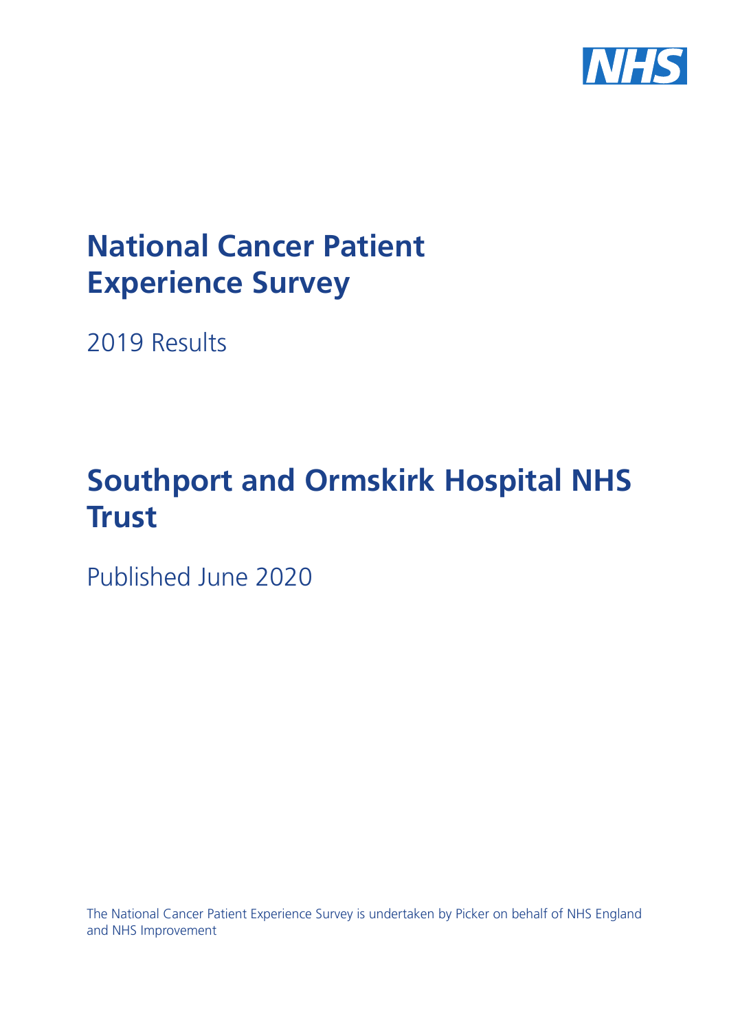NHS

# National Cancer Patient Experience Survey

2019 Results

# Southport and Ormskirk Hospital NHS Trust

Published June 2020

The National Cancer Patient Experience Survey is undertaken by Picker on behalf of NHS England and NHS Improvement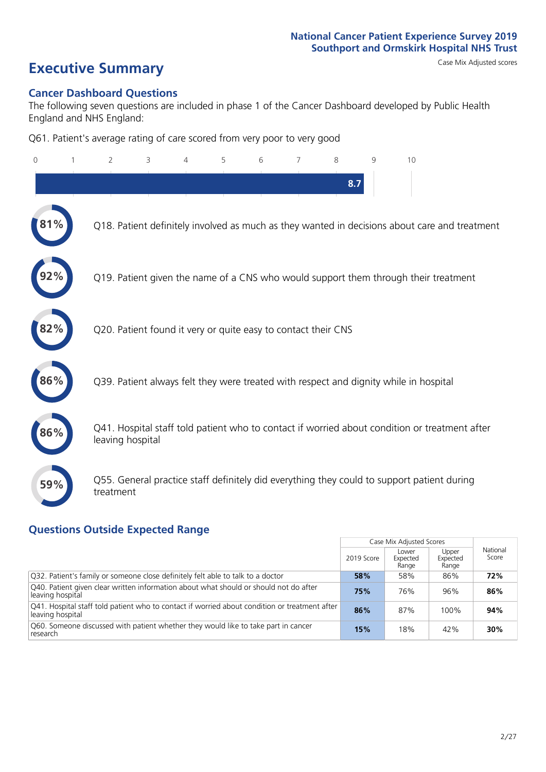National Cancer Patient Experience Survey 2019
Southport and Ormskirk Hospital NHS Trust

# Executive Summary

Case Mix Adjusted scores

## Cancer Dashboard Questions

The following seven questions are included in phase 1 of the Cancer Dashboard developed by Public Health England and NHS England:

Q61. Patient's average rating of care scored from very poor to very good

8.7

- **81%** Q18. Patient definitely involved as much as they wanted in decisions about care and treatment
- **92%** Q19. Patient given the name of a CNS who would support them through their treatment
- **82%** Q20. Patient found it very or quite easy to contact their CNS
- **86%** Q39. Patient always felt they were treated with respect and dignity while in hospital
- **86%** Q41. Hospital staff told patient who to contact if worried about condition or treatment after leaving hospital
- **59%** Q55. General practice staff definitely did everything they could to support patient during treatment

## Questions Outside Expected Range

| | Case Mix Adjusted Scores | | | National Score |
|---|---|---|---|---|
| | 2019 Score | Lower Expected Range | Upper Expected Range | |
| Q32. Patient's family or someone close definitely felt able to talk to a doctor | **58%** | 58% | 86% | **72%** |
| Q40. Patient given clear written information about what should or should not do after leaving hospital | **75%** | 76% | 96% | **86%** |
| Q41. Hospital staff told patient who to contact if worried about condition or treatment after leaving hospital | **86%** | 87% | 100% | **94%** |
| Q60. Someone discussed with patient whether they would like to take part in cancer research | **15%** | 18% | 42% | **30%** |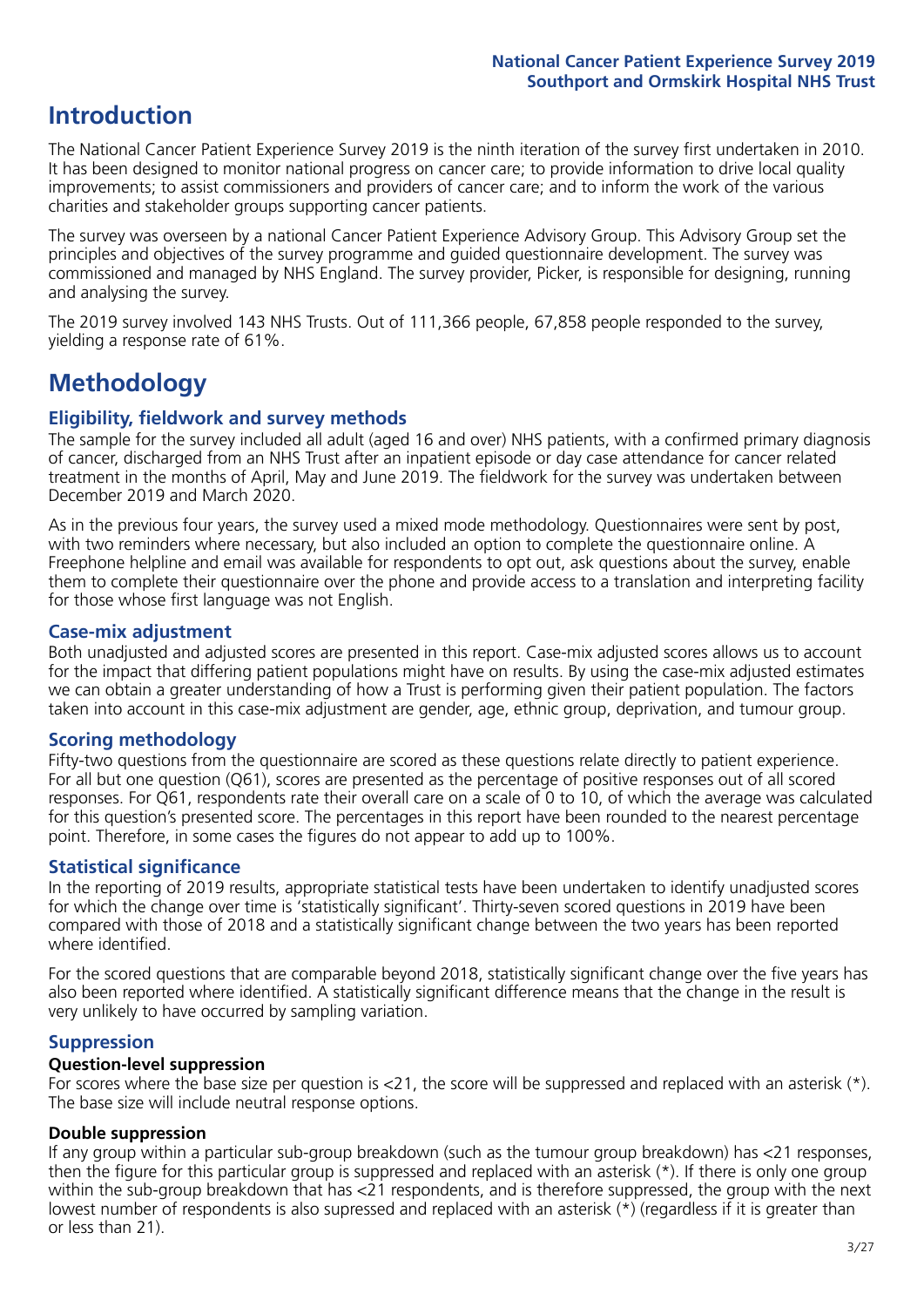# Introduction

The National Cancer Patient Experience Survey 2019 is the ninth iteration of the survey first undertaken in 2010. It has been designed to monitor national progress on cancer care; to provide information to drive local quality improvements; to assist commissioners and providers of cancer care; and to inform the work of the various charities and stakeholder groups supporting cancer patients.

The survey was overseen by a national Cancer Patient Experience Advisory Group. This Advisory Group set the principles and objectives of the survey programme and guided questionnaire development. The survey was commissioned and managed by NHS England. The survey provider, Picker, is responsible for designing, running and analysing the survey.

The 2019 survey involved 143 NHS Trusts. Out of 111,366 people, 67,858 people responded to the survey, yielding a response rate of 61%.

# Methodology

## Eligibility, fieldwork and survey methods

The sample for the survey included all adult (aged 16 and over) NHS patients, with a confirmed primary diagnosis of cancer, discharged from an NHS Trust after an inpatient episode or day case attendance for cancer related treatment in the months of April, May and June 2019. The fieldwork for the survey was undertaken between December 2019 and March 2020.

As in the previous four years, the survey used a mixed mode methodology. Questionnaires were sent by post, with two reminders where necessary, but also included an option to complete the questionnaire online. A Freephone helpline and email was available for respondents to opt out, ask questions about the survey, enable them to complete their questionnaire over the phone and provide access to a translation and interpreting facility for those whose first language was not English.

## Case-mix adjustment

Both unadjusted and adjusted scores are presented in this report. Case-mix adjusted scores allows us to account for the impact that differing patient populations might have on results. By using the case-mix adjusted estimates we can obtain a greater understanding of how a Trust is performing given their patient population. The factors taken into account in this case-mix adjustment are gender, age, ethnic group, deprivation, and tumour group.

## Scoring methodology

Fifty-two questions from the questionnaire are scored as these questions relate directly to patient experience. For all but one question (Q61), scores are presented as the percentage of positive responses out of all scored responses. For Q61, respondents rate their overall care on a scale of 0 to 10, of which the average was calculated for this question's presented score. The percentages in this report have been rounded to the nearest percentage point. Therefore, in some cases the figures do not appear to add up to 100%.

## Statistical significance

In the reporting of 2019 results, appropriate statistical tests have been undertaken to identify unadjusted scores for which the change over time is 'statistically significant'. Thirty-seven scored questions in 2019 have been compared with those of 2018 and a statistically significant change between the two years has been reported where identified.

For the scored questions that are comparable beyond 2018, statistically significant change over the five years has also been reported where identified. A statistically significant difference means that the change in the result is very unlikely to have occurred by sampling variation.

## Suppression

### Question-level suppression

For scores where the base size per question is <21, the score will be suppressed and replaced with an asterisk (*). The base size will include neutral response options.

### Double suppression

If any group within a particular sub-group breakdown (such as the tumour group breakdown) has <21 responses, then the figure for this particular group is suppressed and replaced with an asterisk (*). If there is only one group within the sub-group breakdown that has <21 respondents, and is therefore suppressed, the group with the next lowest number of respondents is also supressed and replaced with an asterisk (*) (regardless if it is greater than or less than 21).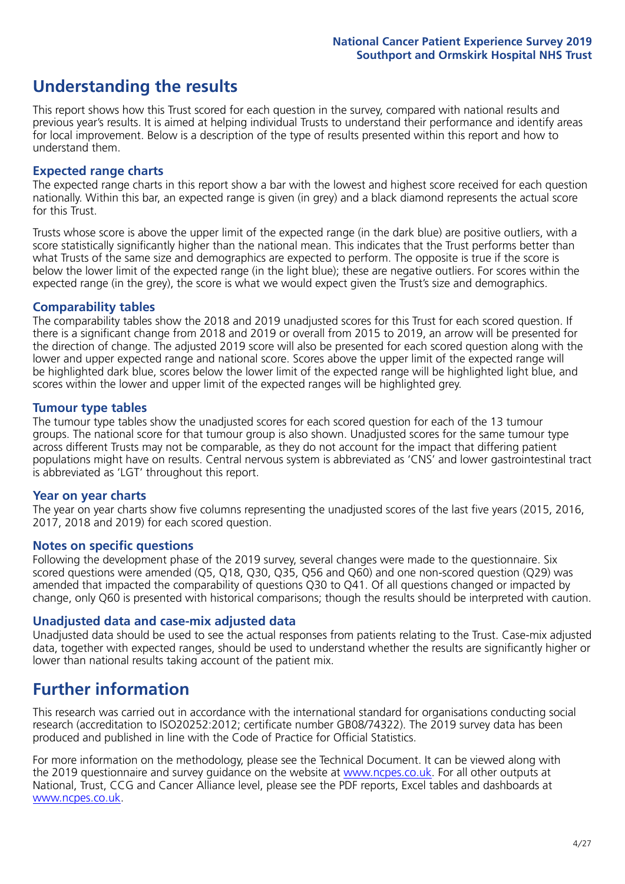# Understanding the results

This report shows how this Trust scored for each question in the survey, compared with national results and previous year's results. It is aimed at helping individual Trusts to understand their performance and identify areas for local improvement. Below is a description of the type of results presented within this report and how to understand them.

## Expected range charts

The expected range charts in this report show a bar with the lowest and highest score received for each question nationally. Within this bar, an expected range is given (in grey) and a black diamond represents the actual score for this Trust.

Trusts whose score is above the upper limit of the expected range (in the dark blue) are positive outliers, with a score statistically significantly higher than the national mean. This indicates that the Trust performs better than what Trusts of the same size and demographics are expected to perform. The opposite is true if the score is below the lower limit of the expected range (in the light blue); these are negative outliers. For scores within the expected range (in the grey), the score is what we would expect given the Trust's size and demographics.

## Comparability tables

The comparability tables show the 2018 and 2019 unadjusted scores for this Trust for each scored question. If there is a significant change from 2018 and 2019 or overall from 2015 to 2019, an arrow will be presented for the direction of change. The adjusted 2019 score will also be presented for each scored question along with the lower and upper expected range and national score. Scores above the upper limit of the expected range will be highlighted dark blue, scores below the lower limit of the expected range will be highlighted light blue, and scores within the lower and upper limit of the expected ranges will be highlighted grey.

## Tumour type tables

The tumour type tables show the unadjusted scores for each scored question for each of the 13 tumour groups. The national score for that tumour group is also shown. Unadjusted scores for the same tumour type across different Trusts may not be comparable, as they do not account for the impact that differing patient populations might have on results. Central nervous system is abbreviated as 'CNS' and lower gastrointestinal tract is abbreviated as 'LGT' throughout this report.

## Year on year charts

The year on year charts show five columns representing the unadjusted scores of the last five years (2015, 2016, 2017, 2018 and 2019) for each scored question.

## Notes on specific questions

Following the development phase of the 2019 survey, several changes were made to the questionnaire. Six scored questions were amended (Q5, Q18, Q30, Q35, Q56 and Q60) and one non-scored question (Q29) was amended that impacted the comparability of questions Q30 to Q41. Of all questions changed or impacted by change, only Q60 is presented with historical comparisons; though the results should be interpreted with caution.

## Unadjusted data and case-mix adjusted data

Unadjusted data should be used to see the actual responses from patients relating to the Trust. Case-mix adjusted data, together with expected ranges, should be used to understand whether the results are significantly higher or lower than national results taking account of the patient mix.

# Further information

This research was carried out in accordance with the international standard for organisations conducting social research (accreditation to ISO20252:2012; certificate number GB08/74322). The 2019 survey data has been produced and published in line with the Code of Practice for Official Statistics.

For more information on the methodology, please see the Technical Document. It can be viewed along with the 2019 questionnaire and survey guidance on the website at www.ncpes.co.uk. For all other outputs at National, Trust, CCG and Cancer Alliance level, please see the PDF reports, Excel tables and dashboards at www.ncpes.co.uk.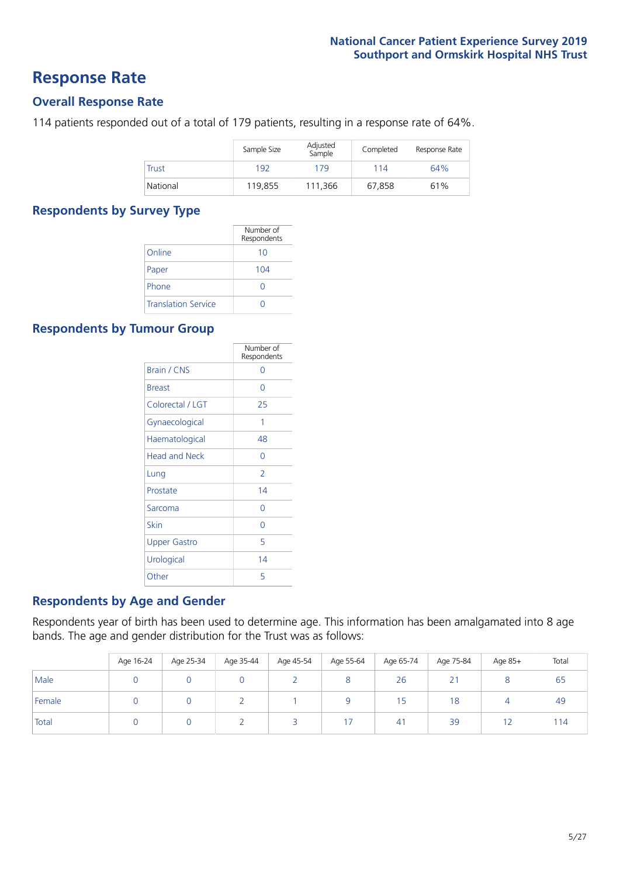# Response Rate

## Overall Response Rate

114 patients responded out of a total of 179 patients, resulting in a response rate of 64%.

| | Sample Size | Adjusted Sample | Completed | Response Rate |
|---|---|---|---|---|
| Trust | 192 | 179 | 114 | 64% |
| National | 119,855 | 111,366 | 67,858 | 61% |

## Respondents by Survey Type

| | Number of Respondents |
|---|---|
| Online | 10 |
| Paper | 104 |
| Phone | 0 |
| Translation Service | 0 |

## Respondents by Tumour Group

| | Number of Respondents |
|---|---|
| Brain / CNS | 0 |
| Breast | 0 |
| Colorectal / LGT | 25 |
| Gynaecological | 1 |
| Haematological | 48 |
| Head and Neck | 0 |
| Lung | 2 |
| Prostate | 14 |
| Sarcoma | 0 |
| Skin | 0 |
| Upper Gastro | 5 |
| Urological | 14 |
| Other | 5 |

## Respondents by Age and Gender

Respondents year of birth has been used to determine age. This information has been amalgamated into 8 age bands. The age and gender distribution for the Trust was as follows:

| | Age 16-24 | Age 25-34 | Age 35-44 | Age 45-54 | Age 55-64 | Age 65-74 | Age 75-84 | Age 85+ | Total |
|---|---|---|---|---|---|---|---|---|---|
| Male | 0 | 0 | 0 | 2 | 8 | 26 | 21 | 8 | 65 |
| Female | 0 | 0 | 2 | 1 | 9 | 15 | 18 | 4 | 49 |
| Total | 0 | 0 | 2 | 3 | 17 | 41 | 39 | 12 | 114 |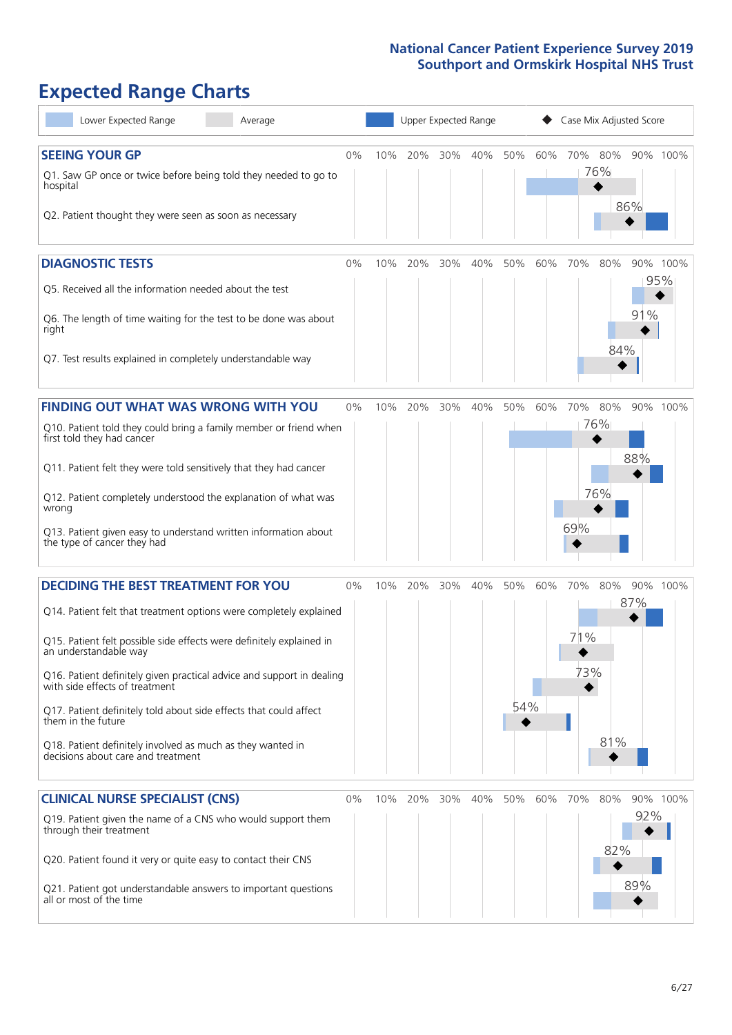# Expected Range Charts

Lower Expected Range | Average | Upper Expected Range | Case Mix Adjusted Score

## SEEING YOUR GP

| Question | Case Mix Adjusted Score |
|---|---|
| Q1. Saw GP once or twice before being told they needed to go to hospital | 76% |
| Q2. Patient thought they were seen as soon as necessary | 86% |

## DIAGNOSTIC TESTS

| Question | Case Mix Adjusted Score |
|---|---|
| Q5. Received all the information needed about the test | 95% |
| Q6. The length of time waiting for the test to be done was about right | 91% |
| Q7. Test results explained in completely understandable way | 84% |

## FINDING OUT WHAT WAS WRONG WITH YOU

| Question | Case Mix Adjusted Score |
|---|---|
| Q10. Patient told they could bring a family member or friend when first told they had cancer | 76% |
| Q11. Patient felt they were told sensitively that they had cancer | 88% |
| Q12. Patient completely understood the explanation of what was wrong | 76% |
| Q13. Patient given easy to understand written information about the type of cancer they had | 69% |

## DECIDING THE BEST TREATMENT FOR YOU

| Question | Case Mix Adjusted Score |
|---|---|
| Q14. Patient felt that treatment options were completely explained | 87% |
| Q15. Patient felt possible side effects were definitely explained in an understandable way | 71% |
| Q16. Patient definitely given practical advice and support in dealing with side effects of treatment | 73% |
| Q17. Patient definitely told about side effects that could affect them in the future | 54% |
| Q18. Patient definitely involved as much as they wanted in decisions about care and treatment | 81% |

## CLINICAL NURSE SPECIALIST (CNS)

| Question | Case Mix Adjusted Score |
|---|---|
| Q19. Patient given the name of a CNS who would support them through their treatment | 92% |
| Q20. Patient found it very or quite easy to contact their CNS | 82% |
| Q21. Patient got understandable answers to important questions all or most of the time | 89% |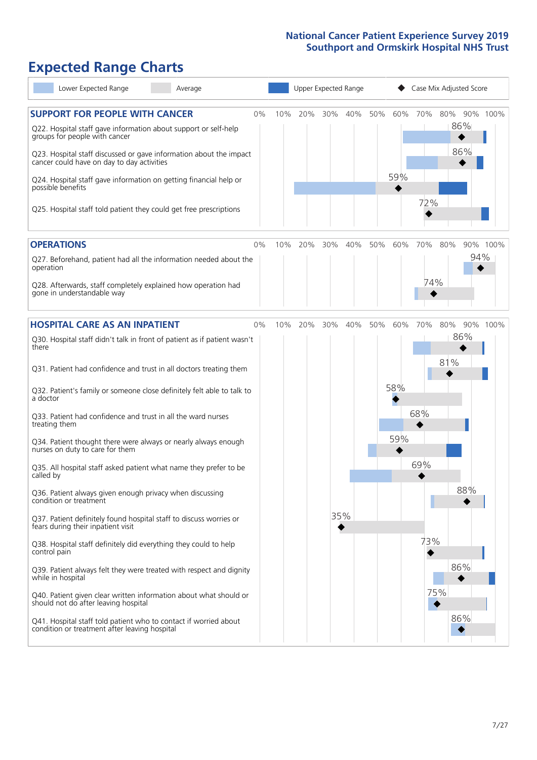# Expected Range Charts

Lower Expected Range | Average | Upper Expected Range | Case Mix Adjusted Score

## SUPPORT FOR PEOPLE WITH CANCER

| Question | Case Mix Adjusted Score |
|---|---|
| Q22. Hospital staff gave information about support or self-help groups for people with cancer | 86% |
| Q23. Hospital staff discussed or gave information about the impact cancer could have on day to day activities | 86% |
| Q24. Hospital staff gave information on getting financial help or possible benefits | 59% |
| Q25. Hospital staff told patient they could get free prescriptions | 72% |

## OPERATIONS

| Question | Case Mix Adjusted Score |
|---|---|
| Q27. Beforehand, patient had all the information needed about the operation | 94% |
| Q28. Afterwards, staff completely explained how operation had gone in understandable way | 74% |

## HOSPITAL CARE AS AN INPATIENT

| Question | Case Mix Adjusted Score |
|---|---|
| Q30. Hospital staff didn't talk in front of patient as if patient wasn't there | 86% |
| Q31. Patient had confidence and trust in all doctors treating them | 81% |
| Q32. Patient's family or someone close definitely felt able to talk to a doctor | 58% |
| Q33. Patient had confidence and trust in all the ward nurses treating them | 68% |
| Q34. Patient thought there were always or nearly always enough nurses on duty to care for them | 59% |
| Q35. All hospital staff asked patient what name they prefer to be called by | 69% |
| Q36. Patient always given enough privacy when discussing condition or treatment | 88% |
| Q37. Patient definitely found hospital staff to discuss worries or fears during their inpatient visit | 35% |
| Q38. Hospital staff definitely did everything they could to help control pain | 73% |
| Q39. Patient always felt they were treated with respect and dignity while in hospital | 86% |
| Q40. Patient given clear written information about what should or should not do after leaving hospital | 75% |
| Q41. Hospital staff told patient who to contact if worried about condition or treatment after leaving hospital | 86% |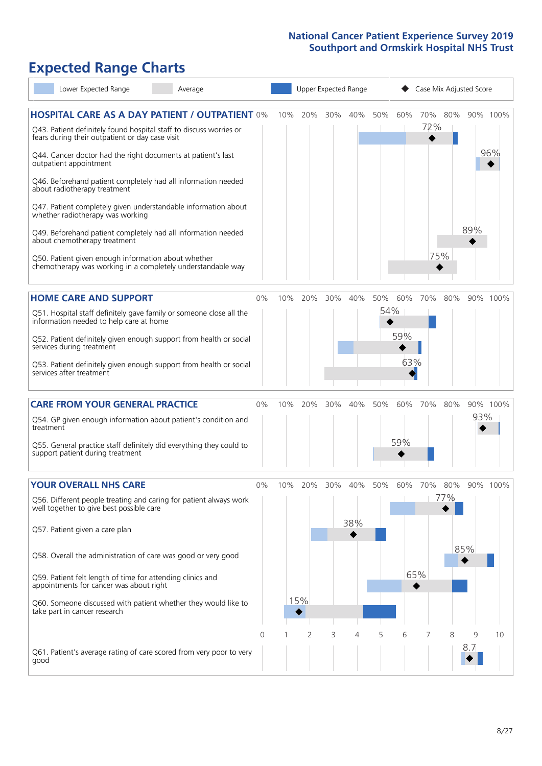# Expected Range Charts

Lower Expected Range | Average | Upper Expected Range | ◆ Case Mix Adjusted Score

## HOSPITAL CARE AS A DAY PATIENT / OUTPATIENT

| Question | Case Mix Adjusted Score |
|---|---|
| Q43. Patient definitely found hospital staff to discuss worries or fears during their outpatient or day case visit | 72% |
| Q44. Cancer doctor had the right documents at patient's last outpatient appointment | 96% |
| Q46. Beforehand patient completely had all information needed about radiotherapy treatment | |
| Q47. Patient completely given understandable information about whether radiotherapy treatment was working | |
| Q49. Beforehand patient completely had all information needed about chemotherapy treatment | 89% |
| Q50. Patient given enough information about whether chemotherapy was working in a completely understandable way | 75% |

## HOME CARE AND SUPPORT

| Question | Case Mix Adjusted Score |
|---|---|
| Q51. Hospital staff definitely gave family or someone close all the information needed to help care at home | 54% |
| Q52. Patient definitely given enough support from health or social services during treatment | 59% |
| Q53. Patient definitely given enough support from health or social services after treatment | 63% |

## CARE FROM YOUR GENERAL PRACTICE

| Question | Case Mix Adjusted Score |
|---|---|
| Q54. GP given enough information about patient's condition and treatment | 93% |
| Q55. General practice staff definitely did everything they could to support patient during treatment | 59% |

## YOUR OVERALL NHS CARE

| Question | Case Mix Adjusted Score |
|---|---|
| Q56. Different people treating and caring for patient always work well together to give best possible care | 77% |
| Q57. Patient given a care plan | 38% |
| Q58. Overall the administration of care was good or very good | 85% |
| Q59. Patient felt length of time for attending clinics and appointments for cancer was about right | 65% |
| Q60. Someone discussed with patient whether they would like to take part in cancer research | 15% |
| Q61. Patient's average rating of care scored from very poor to very good | 8.7 |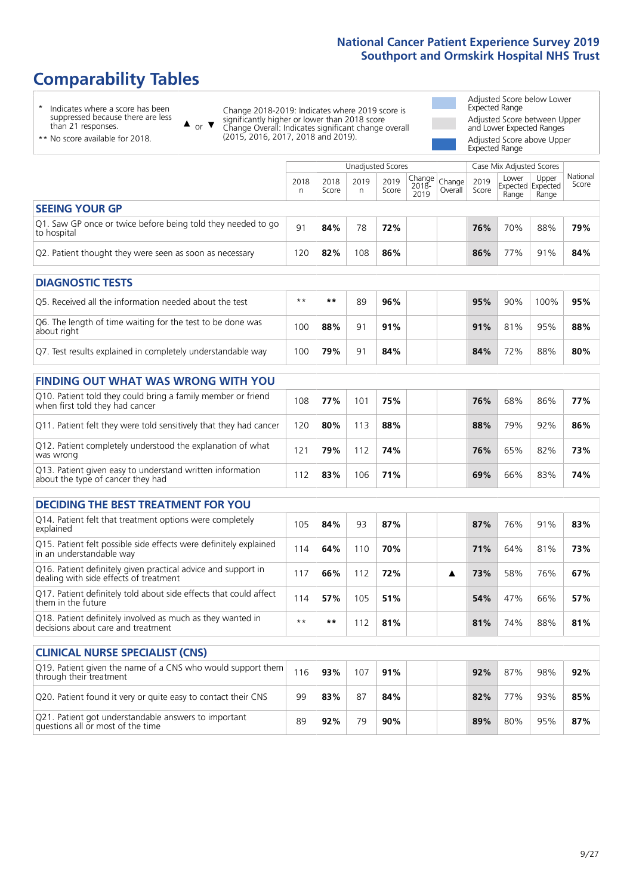# Comparability Tables

\* Indicates where a score has been suppressed because there are less than 21 responses.

\*\* No score available for 2018.

▲ or ▼ Change 2018-2019: Indicates where 2019 score is significantly higher or lower than 2018 score Change Overall: Indicates significant change overall (2015, 2016, 2017, 2018 and 2019).

Adjusted Score below Lower Expected Range

Adjusted Score between Upper and Lower Expected Ranges

Adjusted Score above Upper Expected Range

| | Unadjusted Scores | | | | | | Case Mix Adjusted Scores | | | |
|---|---|---|---|---|---|---|---|---|---|---|
| | 2018 n | 2018 Score | 2019 n | 2019 Score | Change 2018-2019 | Change Overall | 2019 Score | Lower Expected Range | Upper Expected Range | National Score |
| **SEEING YOUR GP** | | | | | | | | | | |
| Q1. Saw GP once or twice before being told they needed to go to hospital | 91 | **84%** | 78 | **72%** | | | **76%** | 70% | 88% | **79%** |
| Q2. Patient thought they were seen as soon as necessary | 120 | **82%** | 108 | **86%** | | | **86%** | 77% | 91% | **84%** |
| **DIAGNOSTIC TESTS** | | | | | | | | | | |
| Q5. Received all the information needed about the test | ** | ** | 89 | **96%** | | | **95%** | 90% | 100% | **95%** |
| Q6. The length of time waiting for the test to be done was about right | 100 | **88%** | 91 | **91%** | | | **91%** | 81% | 95% | **88%** |
| Q7. Test results explained in completely understandable way | 100 | **79%** | 91 | **84%** | | | **84%** | 72% | 88% | **80%** |
| **FINDING OUT WHAT WAS WRONG WITH YOU** | | | | | | | | | | |
| Q10. Patient told they could bring a family member or friend when first told they had cancer | 108 | **77%** | 101 | **75%** | | | **76%** | 68% | 86% | **77%** |
| Q11. Patient felt they were told sensitively that they had cancer | 120 | **80%** | 113 | **88%** | | | **88%** | 79% | 92% | **86%** |
| Q12. Patient completely understood the explanation of what was wrong | 121 | **79%** | 112 | **74%** | | | **76%** | 65% | 82% | **73%** |
| Q13. Patient given easy to understand written information about the type of cancer they had | 112 | **83%** | 106 | **71%** | | | **69%** | 66% | 83% | **74%** |
| **DECIDING THE BEST TREATMENT FOR YOU** | | | | | | | | | | |
| Q14. Patient felt that treatment options were completely explained | 105 | **84%** | 93 | **87%** | | | **87%** | 76% | 91% | **83%** |
| Q15. Patient felt possible side effects were definitely explained in an understandable way | 114 | **64%** | 110 | **70%** | | | **71%** | 64% | 81% | **73%** |
| Q16. Patient definitely given practical advice and support in dealing with side effects of treatment | 117 | **66%** | 112 | **72%** | | ▲ | **73%** | 58% | 76% | **67%** |
| Q17. Patient definitely told about side effects that could affect them in the future | 114 | **57%** | 105 | **51%** | | | **54%** | 47% | 66% | **57%** |
| Q18. Patient definitely involved as much as they wanted in decisions about care and treatment | ** | ** | 112 | **81%** | | | **81%** | 74% | 88% | **81%** |
| **CLINICAL NURSE SPECIALIST (CNS)** | | | | | | | | | | |
| Q19. Patient given the name of a CNS who would support them through their treatment | 116 | **93%** | 107 | **91%** | | | **92%** | 87% | 98% | **92%** |
| Q20. Patient found it very or quite easy to contact their CNS | 99 | **83%** | 87 | **84%** | | | **82%** | 77% | 93% | **85%** |
| Q21. Patient got understandable answers to important questions all or most of the time | 89 | **92%** | 79 | **90%** | | | **89%** | 80% | 95% | **87%** |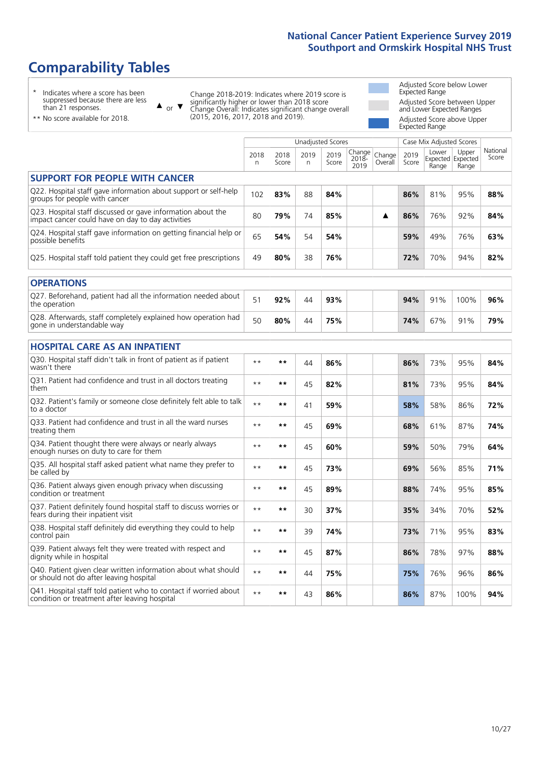# Comparability Tables

\* Indicates where a score has been suppressed because there are less than 21 responses.

\*\* No score available for 2018.

▲ or ▼ Change 2018-2019: Indicates where 2019 score is significantly higher or lower than 2018 score. Change Overall: Indicates significant change overall (2015, 2016, 2017, 2018 and 2019).

Adjusted Score below Lower Expected Range

Adjusted Score between Upper and Lower Expected Ranges

Adjusted Score above Upper Expected Range

| | Unadjusted Scores | | | | | | Case Mix Adjusted Scores | | | |
|---|---|---|---|---|---|---|---|---|---|---|
| | 2018 n | 2018 Score | 2019 n | 2019 Score | Change 2018-2019 | Change Overall | 2019 Score | Lower Expected Range | Upper Expected Range | National Score |
| **SUPPORT FOR PEOPLE WITH CANCER** | | | | | | | | | | |
| Q22. Hospital staff gave information about support or self-help groups for people with cancer | 102 | 83% | 88 | 84% | | | 86% | 81% | 95% | 88% |
| Q23. Hospital staff discussed or gave information about the impact cancer could have on day to day activities | 80 | 79% | 74 | 85% | | ▲ | 86% | 76% | 92% | 84% |
| Q24. Hospital staff gave information on getting financial help or possible benefits | 65 | 54% | 54 | 54% | | | 59% | 49% | 76% | 63% |
| Q25. Hospital staff told patient they could get free prescriptions | 49 | 80% | 38 | 76% | | | 72% | 70% | 94% | 82% |
| **OPERATIONS** | | | | | | | | | | |
| Q27. Beforehand, patient had all the information needed about the operation | 51 | 92% | 44 | 93% | | | 94% | 91% | 100% | 96% |
| Q28. Afterwards, staff completely explained how operation had gone in understandable way | 50 | 80% | 44 | 75% | | | 74% | 67% | 91% | 79% |
| **HOSPITAL CARE AS AN INPATIENT** | | | | | | | | | | |
| Q30. Hospital staff didn't talk in front of patient as if patient wasn't there | ** | ** | 44 | 86% | | | 86% | 73% | 95% | 84% |
| Q31. Patient had confidence and trust in all doctors treating them | ** | ** | 45 | 82% | | | 81% | 73% | 95% | 84% |
| Q32. Patient's family or someone close definitely felt able to talk to a doctor | ** | ** | 41 | 59% | | | 58% | 58% | 86% | 72% |
| Q33. Patient had confidence and trust in all the ward nurses treating them | ** | ** | 45 | 69% | | | 68% | 61% | 87% | 74% |
| Q34. Patient thought there were always or nearly always enough nurses on duty to care for them | ** | ** | 45 | 60% | | | 59% | 50% | 79% | 64% |
| Q35. All hospital staff asked patient what name they prefer to be called by | ** | ** | 45 | 73% | | | 69% | 56% | 85% | 71% |
| Q36. Patient always given enough privacy when discussing condition or treatment | ** | ** | 45 | 89% | | | 88% | 74% | 95% | 85% |
| Q37. Patient definitely found hospital staff to discuss worries or fears during their inpatient visit | ** | ** | 30 | 37% | | | 35% | 34% | 70% | 52% |
| Q38. Hospital staff definitely did everything they could to help control pain | ** | ** | 39 | 74% | | | 73% | 71% | 95% | 83% |
| Q39. Patient always felt they were treated with respect and dignity while in hospital | ** | ** | 45 | 87% | | | 86% | 78% | 97% | 88% |
| Q40. Patient given clear written information about what should or should not do after leaving hospital | ** | ** | 44 | 75% | | | 75% | 76% | 96% | 86% |
| Q41. Hospital staff told patient who to contact if worried about condition or treatment after leaving hospital | ** | ** | 43 | 86% | | | 86% | 87% | 100% | 94% |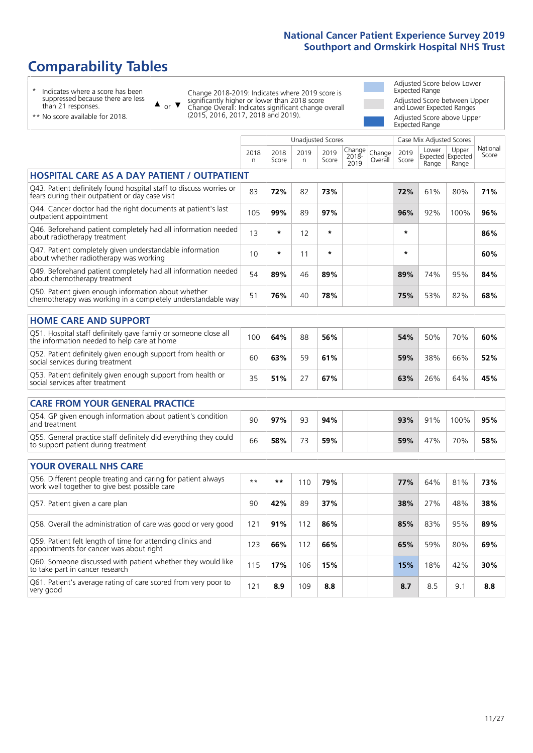# Comparability Tables

\* Indicates where a score has been suppressed because there are less than 21 responses.

\*\* No score available for 2018.

▲ or ▼ Change 2018-2019: Indicates where 2019 score is significantly higher or lower than 2018 score
Change Overall: Indicates significant change overall (2015, 2016, 2017, 2018 and 2019).

Adjusted Score below Lower Expected Range

Adjusted Score between Upper and Lower Expected Ranges

Adjusted Score above Upper Expected Range

| | Unadjusted Scores | | | | | | Case Mix Adjusted Scores | | | |
|---|---|---|---|---|---|---|---|---|---|---|
| | 2018 n | 2018 Score | 2019 n | 2019 Score | Change 2018-2019 | Change Overall | 2019 Score | Lower Expected Range | Upper Expected Range | National Score |
| **HOSPITAL CARE AS A DAY PATIENT / OUTPATIENT** | | | | | | | | | | |
| Q43. Patient definitely found hospital staff to discuss worries or fears during their outpatient or day case visit | 83 | **72%** | 82 | **73%** | | | **72%** | 61% | 80% | **71%** |
| Q44. Cancer doctor had the right documents at patient's last outpatient appointment | 105 | **99%** | 89 | **97%** | | | **96%** | 92% | 100% | **96%** |
| Q46. Beforehand patient completely had all information needed about radiotherapy treatment | 13 | * | 12 | * | | | * | | | **86%** |
| Q47. Patient completely given understandable information about whether radiotherapy was working | 10 | * | 11 | * | | | * | | | **60%** |
| Q49. Beforehand patient completely had all information needed about chemotherapy treatment | 54 | **89%** | 46 | **89%** | | | **89%** | 74% | 95% | **84%** |
| Q50. Patient given enough information about whether chemotherapy was working in a completely understandable way | 51 | **76%** | 40 | **78%** | | | **75%** | 53% | 82% | **68%** |
| **HOME CARE AND SUPPORT** | | | | | | | | | | |
| Q51. Hospital staff definitely gave family or someone close all the information needed to help care at home | 100 | **64%** | 88 | **56%** | | | **54%** | 50% | 70% | **60%** |
| Q52. Patient definitely given enough support from health or social services during treatment | 60 | **63%** | 59 | **61%** | | | **59%** | 38% | 66% | **52%** |
| Q53. Patient definitely given enough support from health or social services after treatment | 35 | **51%** | 27 | **67%** | | | **63%** | 26% | 64% | **45%** |
| **CARE FROM YOUR GENERAL PRACTICE** | | | | | | | | | | |
| Q54. GP given enough information about patient's condition and treatment | 90 | **97%** | 93 | **94%** | | | **93%** | 91% | 100% | **95%** |
| Q55. General practice staff definitely did everything they could to support patient during treatment | 66 | **58%** | 73 | **59%** | | | **59%** | 47% | 70% | **58%** |
| **YOUR OVERALL NHS CARE** | | | | | | | | | | |
| Q56. Different people treating and caring for patient always work well together to give best possible care | ** | ** | 110 | **79%** | | | **77%** | 64% | 81% | **73%** |
| Q57. Patient given a care plan | 90 | **42%** | 89 | **37%** | | | **38%** | 27% | 48% | **38%** |
| Q58. Overall the administration of care was good or very good | 121 | **91%** | 112 | **86%** | | | **85%** | 83% | 95% | **89%** |
| Q59. Patient felt length of time for attending clinics and appointments for cancer was about right | 123 | **66%** | 112 | **66%** | | | **65%** | 59% | 80% | **69%** |
| Q60. Someone discussed with patient whether they would like to take part in cancer research | 115 | **17%** | 106 | **15%** | | | **15%** | 18% | 42% | **30%** |
| Q61. Patient's average rating of care scored from very poor to very good | 121 | **8.9** | 109 | **8.8** | | | **8.7** | 8.5 | 9.1 | **8.8** |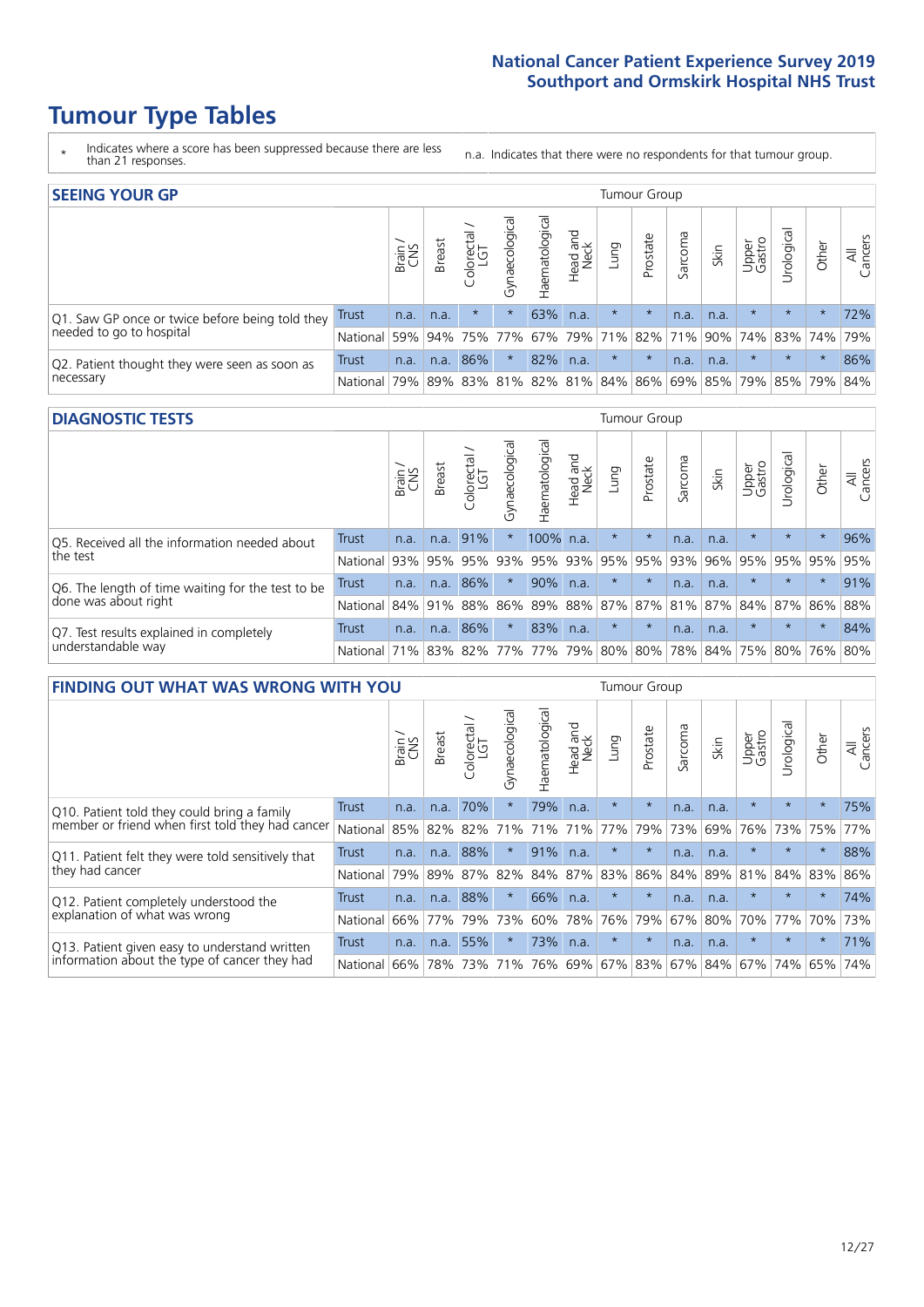# Tumour Type Tables

\* Indicates where a score has been suppressed because there are less than 21 responses.

n.a. Indicates that there were no respondents for that tumour group.

## SEEING YOUR GP

| | | Brain / CNS | Breast | Colorectal / LGT | Gynaecological | Haematological | Head and Neck | Lung | Prostate | Sarcoma | Skin | Upper Gastro | Urological | Other | All Cancers |
|---|---|---|---|---|---|---|---|---|---|---|---|---|---|---|---|
| Q1. Saw GP once or twice before being told they needed to go to hospital | Trust | n.a. | n.a. | * | * | 63% | n.a. | * | * | n.a. | n.a. | * | * | * | 72% |
| | National | 59% | 94% | 75% | 77% | 67% | 79% | 71% | 82% | 71% | 90% | 74% | 83% | 74% | 79% |
| Q2. Patient thought they were seen as soon as necessary | Trust | n.a. | n.a. | 86% | * | 82% | n.a. | * | * | n.a. | n.a. | * | * | * | 86% |
| | National | 79% | 89% | 83% | 81% | 82% | 81% | 84% | 86% | 69% | 85% | 79% | 85% | 79% | 84% |

## DIAGNOSTIC TESTS

| | | Brain / CNS | Breast | Colorectal / LGT | Gynaecological | Haematological | Head and Neck | Lung | Prostate | Sarcoma | Skin | Upper Gastro | Urological | Other | All Cancers |
|---|---|---|---|---|---|---|---|---|---|---|---|---|---|---|---|
| Q5. Received all the information needed about the test | Trust | n.a. | n.a. | 91% | * | 100% | n.a. | * | * | n.a. | n.a. | * | * | * | 96% |
| | National | 93% | 95% | 95% | 93% | 95% | 93% | 95% | 95% | 93% | 96% | 95% | 95% | 95% | 95% |
| Q6. The length of time waiting for the test to be done was about right | Trust | n.a. | n.a. | 86% | * | 90% | n.a. | * | * | n.a. | n.a. | * | * | * | 91% |
| | National | 84% | 91% | 88% | 86% | 89% | 88% | 87% | 87% | 81% | 87% | 84% | 87% | 86% | 88% |
| Q7. Test results explained in completely understandable way | Trust | n.a. | n.a. | 86% | * | 83% | n.a. | * | * | n.a. | n.a. | * | * | * | 84% |
| | National | 71% | 83% | 82% | 77% | 77% | 79% | 80% | 80% | 78% | 84% | 75% | 80% | 76% | 80% |

## FINDING OUT WHAT WAS WRONG WITH YOU

| | | Brain / CNS | Breast | Colorectal / LGT | Gynaecological | Haematological | Head and Neck | Lung | Prostate | Sarcoma | Skin | Upper Gastro | Urological | Other | All Cancers |
|---|---|---|---|---|---|---|---|---|---|---|---|---|---|---|---|
| Q10. Patient told they could bring a family member or friend when first told they had cancer | Trust | n.a. | n.a. | 70% | * | 79% | n.a. | * | * | n.a. | n.a. | * | * | * | 75% |
| | National | 85% | 82% | 82% | 71% | 71% | 71% | 77% | 79% | 73% | 69% | 76% | 73% | 75% | 77% |
| Q11. Patient felt they were told sensitively that they had cancer | Trust | n.a. | n.a. | 88% | * | 91% | n.a. | * | * | n.a. | n.a. | * | * | * | 88% |
| | National | 79% | 89% | 87% | 82% | 84% | 87% | 83% | 86% | 84% | 89% | 81% | 84% | 83% | 86% |
| Q12. Patient completely understood the explanation of what was wrong | Trust | n.a. | n.a. | 88% | * | 66% | n.a. | * | * | n.a. | n.a. | * | * | * | 74% |
| | National | 66% | 77% | 79% | 73% | 60% | 78% | 76% | 79% | 67% | 80% | 70% | 77% | 70% | 73% |
| Q13. Patient given easy to understand written information about the type of cancer they had | Trust | n.a. | n.a. | 55% | * | 73% | n.a. | * | * | n.a. | n.a. | * | * | * | 71% |
| | National | 66% | 78% | 73% | 71% | 76% | 69% | 67% | 83% | 67% | 84% | 67% | 74% | 65% | 74% |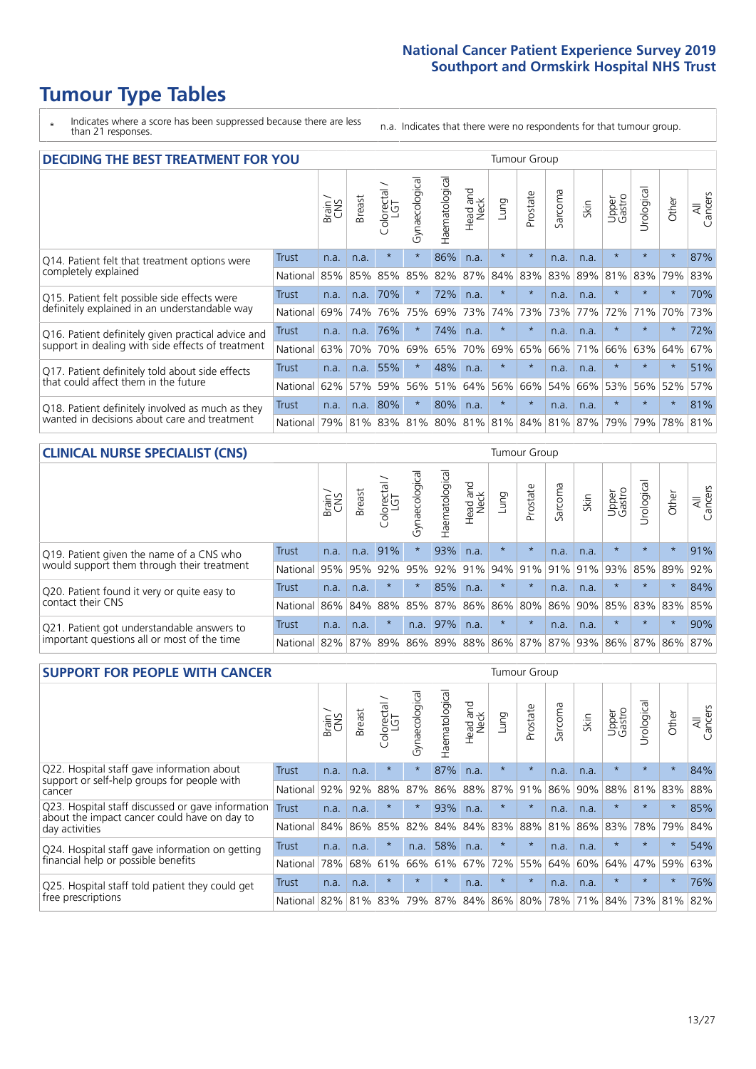# Tumour Type Tables

\* Indicates where a score has been suppressed because there are less than 21 responses.

n.a. Indicates that there were no respondents for that tumour group.

## DECIDING THE BEST TREATMENT FOR YOU

| | | Brain / CNS | Breast | Colorectal / LGT | Gynaecological | Haematological | Head and Neck | Lung | Prostate | Sarcoma | Skin | Upper Gastro | Urological | Other | All Cancers |
|---|---|---|---|---|---|---|---|---|---|---|---|---|---|---|---|
| Q14. Patient felt that treatment options were completely explained | Trust | n.a. | n.a. | * | * | 86% | n.a. | * | * | n.a. | n.a. | * | * | * | 87% |
| | National | 85% | 85% | 85% | 85% | 82% | 87% | 84% | 83% | 83% | 89% | 81% | 83% | 79% | 83% |
| Q15. Patient felt possible side effects were definitely explained in an understandable way | Trust | n.a. | n.a. | 70% | * | 72% | n.a. | * | * | n.a. | n.a. | * | * | * | 70% |
| | National | 69% | 74% | 76% | 75% | 69% | 73% | 74% | 73% | 73% | 77% | 72% | 71% | 70% | 73% |
| Q16. Patient definitely given practical advice and support in dealing with side effects of treatment | Trust | n.a. | n.a. | 76% | * | 74% | n.a. | * | * | n.a. | n.a. | * | * | * | 72% |
| | National | 63% | 70% | 70% | 69% | 65% | 70% | 69% | 65% | 66% | 71% | 66% | 63% | 64% | 67% |
| Q17. Patient definitely told about side effects that could affect them in the future | Trust | n.a. | n.a. | 55% | * | 48% | n.a. | * | * | n.a. | n.a. | * | * | * | 51% |
| | National | 62% | 57% | 59% | 56% | 51% | 64% | 56% | 66% | 54% | 66% | 53% | 56% | 52% | 57% |
| Q18. Patient definitely involved as much as they wanted in decisions about care and treatment | Trust | n.a. | n.a. | 80% | * | 80% | n.a. | * | * | n.a. | n.a. | * | * | * | 81% |
| | National | 79% | 81% | 83% | 81% | 80% | 81% | 81% | 84% | 81% | 87% | 79% | 79% | 78% | 81% |

## CLINICAL NURSE SPECIALIST (CNS)

| | | Brain / CNS | Breast | Colorectal / LGT | Gynaecological | Haematological | Head and Neck | Lung | Prostate | Sarcoma | Skin | Upper Gastro | Urological | Other | All Cancers |
|---|---|---|---|---|---|---|---|---|---|---|---|---|---|---|---|
| Q19. Patient given the name of a CNS who would support them through their treatment | Trust | n.a. | n.a. | 91% | * | 93% | n.a. | * | * | n.a. | n.a. | * | * | * | 91% |
| | National | 95% | 95% | 92% | 95% | 92% | 91% | 94% | 91% | 91% | 91% | 93% | 85% | 89% | 92% |
| Q20. Patient found it very or quite easy to contact their CNS | Trust | n.a. | n.a. | * | * | 85% | n.a. | * | * | n.a. | n.a. | * | * | * | 84% |
| | National | 86% | 84% | 88% | 85% | 87% | 86% | 86% | 80% | 86% | 90% | 85% | 83% | 83% | 85% |
| Q21. Patient got understandable answers to important questions all or most of the time | Trust | n.a. | n.a. | * | n.a. | 97% | n.a. | * | * | n.a. | n.a. | * | * | * | 90% |
| | National | 82% | 87% | 89% | 86% | 89% | 88% | 86% | 87% | 87% | 93% | 86% | 87% | 86% | 87% |

## SUPPORT FOR PEOPLE WITH CANCER

| | | Brain / CNS | Breast | Colorectal / LGT | Gynaecological | Haematological | Head and Neck | Lung | Prostate | Sarcoma | Skin | Upper Gastro | Urological | Other | All Cancers |
|---|---|---|---|---|---|---|---|---|---|---|---|---|---|---|---|
| Q22. Hospital staff gave information about support or self-help groups for people with cancer | Trust | n.a. | n.a. | * | * | 87% | n.a. | * | * | n.a. | n.a. | * | * | * | 84% |
| | National | 92% | 92% | 88% | 87% | 86% | 88% | 87% | 91% | 86% | 90% | 88% | 81% | 83% | 88% |
| Q23. Hospital staff discussed or gave information about the impact cancer could have on day to day activities | Trust | n.a. | n.a. | * | * | 93% | n.a. | * | * | n.a. | n.a. | * | * | * | 85% |
| | National | 84% | 86% | 85% | 82% | 84% | 84% | 83% | 88% | 81% | 86% | 83% | 78% | 79% | 84% |
| Q24. Hospital staff gave information on getting financial help or possible benefits | Trust | n.a. | n.a. | * | n.a. | 58% | n.a. | * | * | n.a. | n.a. | * | * | * | 54% |
| | National | 78% | 68% | 61% | 66% | 61% | 67% | 72% | 55% | 64% | 60% | 64% | 47% | 59% | 63% |
| Q25. Hospital staff told patient they could get free prescriptions | Trust | n.a. | n.a. | * | * | * | n.a. | * | * | n.a. | n.a. | * | * | * | 76% |
| | National | 82% | 81% | 83% | 79% | 87% | 84% | 86% | 80% | 78% | 71% | 84% | 73% | 81% | 82% |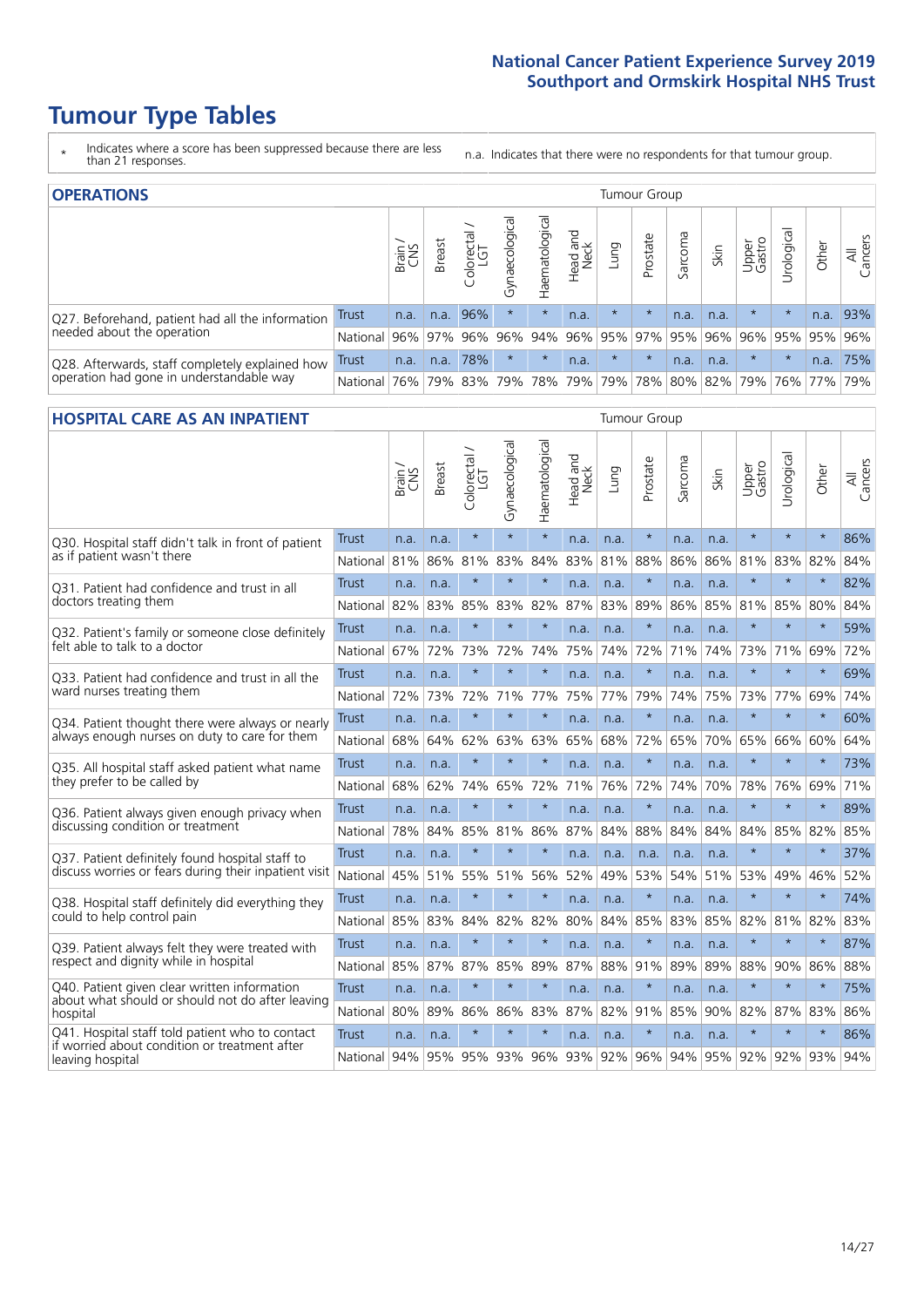# Tumour Type Tables

\* Indicates where a score has been suppressed because there are less than 21 responses.

n.a. Indicates that there were no respondents for that tumour group.

## OPERATIONS

| | | Brain / CNS | Breast | Colorectal / LGT | Gynaecological | Haematological | Head and Neck | Lung | Prostate | Sarcoma | Skin | Upper Gastro | Urological | Other | All Cancers |
|---|---|---|---|---|---|---|---|---|---|---|---|---|---|---|---|
| Q27. Beforehand, patient had all the information needed about the operation | Trust | n.a. | n.a. | 96% | * | * | n.a. | * | * | n.a. | n.a. | * | * | n.a. | 93% |
| | National | 96% | 97% | 96% | 96% | 94% | 96% | 95% | 97% | 95% | 96% | 96% | 95% | 95% | 96% |
| Q28. Afterwards, staff completely explained how operation had gone in understandable way | Trust | n.a. | n.a. | 78% | * | * | n.a. | * | * | n.a. | n.a. | * | * | n.a. | 75% |
| | National | 76% | 79% | 83% | 79% | 78% | 79% | 79% | 78% | 80% | 82% | 79% | 76% | 77% | 79% |

## HOSPITAL CARE AS AN INPATIENT

| | | Brain / CNS | Breast | Colorectal / LGT | Gynaecological | Haematological | Head and Neck | Lung | Prostate | Sarcoma | Skin | Upper Gastro | Urological | Other | All Cancers |
|---|---|---|---|---|---|---|---|---|---|---|---|---|---|---|---|
| Q30. Hospital staff didn't talk in front of patient as if patient wasn't there | Trust | n.a. | n.a. | * | * | * | n.a. | n.a. | * | n.a. | n.a. | * | * | * | 86% |
| | National | 81% | 86% | 81% | 83% | 84% | 83% | 81% | 88% | 86% | 86% | 81% | 83% | 82% | 84% |
| Q31. Patient had confidence and trust in all doctors treating them | Trust | n.a. | n.a. | * | * | * | n.a. | n.a. | * | n.a. | n.a. | * | * | * | 82% |
| | National | 82% | 83% | 85% | 83% | 82% | 87% | 83% | 89% | 86% | 85% | 81% | 85% | 80% | 84% |
| Q32. Patient's family or someone close definitely felt able to talk to a doctor | Trust | n.a. | n.a. | * | * | * | n.a. | n.a. | * | n.a. | n.a. | * | * | * | 59% |
| | National | 67% | 72% | 73% | 72% | 74% | 75% | 74% | 72% | 71% | 74% | 73% | 71% | 69% | 72% |
| Q33. Patient had confidence and trust in all the ward nurses treating them | Trust | n.a. | n.a. | * | * | * | n.a. | n.a. | * | n.a. | n.a. | * | * | * | 69% |
| | National | 72% | 73% | 72% | 71% | 77% | 75% | 77% | 79% | 74% | 75% | 73% | 77% | 69% | 74% |
| Q34. Patient thought there were always or nearly always enough nurses on duty to care for them | Trust | n.a. | n.a. | * | * | * | n.a. | n.a. | * | n.a. | n.a. | * | * | * | 60% |
| | National | 68% | 64% | 62% | 63% | 63% | 65% | 68% | 72% | 65% | 70% | 65% | 66% | 60% | 64% |
| Q35. All hospital staff asked patient what name they prefer to be called by | Trust | n.a. | n.a. | * | * | * | n.a. | n.a. | * | n.a. | n.a. | * | * | * | 73% |
| | National | 68% | 62% | 74% | 65% | 72% | 71% | 76% | 72% | 74% | 70% | 78% | 76% | 69% | 71% |
| Q36. Patient always given enough privacy when discussing condition or treatment | Trust | n.a. | n.a. | * | * | * | n.a. | n.a. | * | n.a. | n.a. | * | * | * | 89% |
| | National | 78% | 84% | 85% | 81% | 86% | 87% | 84% | 88% | 84% | 84% | 84% | 85% | 82% | 85% |
| Q37. Patient definitely found hospital staff to discuss worries or fears during their inpatient visit | Trust | n.a. | n.a. | * | * | * | n.a. | n.a. | n.a. | n.a. | n.a. | * | * | * | 37% |
| | National | 45% | 51% | 55% | 51% | 56% | 52% | 49% | 53% | 54% | 51% | 53% | 49% | 46% | 52% |
| Q38. Hospital staff definitely did everything they could to help control pain | Trust | n.a. | n.a. | * | * | * | n.a. | n.a. | * | n.a. | n.a. | * | * | * | 74% |
| | National | 85% | 83% | 84% | 82% | 82% | 80% | 84% | 85% | 83% | 85% | 82% | 81% | 82% | 83% |
| Q39. Patient always felt they were treated with respect and dignity while in hospital | Trust | n.a. | n.a. | * | * | * | n.a. | n.a. | * | n.a. | n.a. | * | * | * | 87% |
| | National | 85% | 87% | 87% | 85% | 89% | 87% | 88% | 91% | 89% | 89% | 88% | 90% | 86% | 88% |
| Q40. Patient given clear written information about what should or should not do after leaving hospital | Trust | n.a. | n.a. | * | * | * | n.a. | n.a. | * | n.a. | n.a. | * | * | * | 75% |
| | National | 80% | 89% | 86% | 86% | 83% | 87% | 82% | 91% | 85% | 90% | 82% | 87% | 83% | 86% |
| Q41. Hospital staff told patient who to contact if worried about condition or treatment after leaving hospital | Trust | n.a. | n.a. | * | * | * | n.a. | n.a. | * | n.a. | n.a. | * | * | * | 86% |
| | National | 94% | 95% | 95% | 93% | 96% | 93% | 92% | 96% | 94% | 95% | 92% | 92% | 93% | 94% |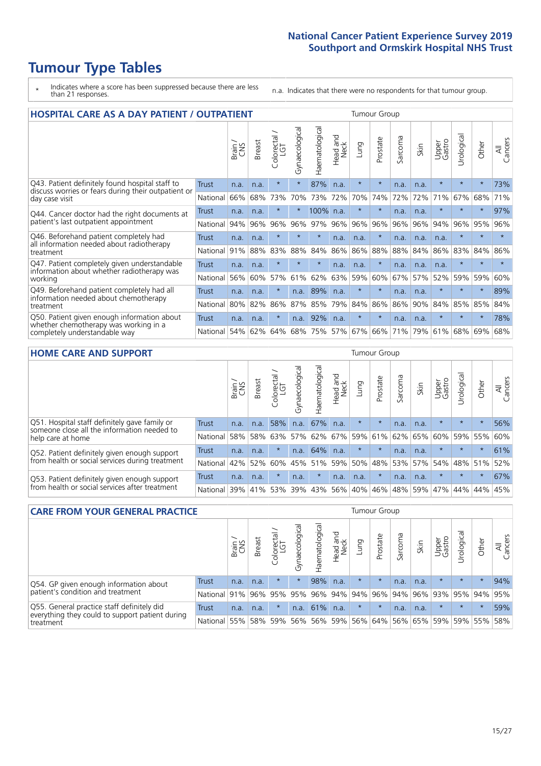# Tumour Type Tables

- \* Indicates where a score has been suppressed because there are less than 21 responses.
- n.a. Indicates that there were no respondents for that tumour group.

## HOSPITAL CARE AS A DAY PATIENT / OUTPATIENT

| | | Brain / CNS | Breast | Colorectal / LGT | Gynaecological | Haematological | Head and Neck | Lung | Prostate | Sarcoma | Skin | Upper Gastro | Urological | Other | All Cancers |
|---|---|---|---|---|---|---|---|---|---|---|---|---|---|---|---|
| Q43. Patient definitely found hospital staff to discuss worries or fears during their outpatient or day case visit | Trust | n.a. | n.a. | * | * | 87% | n.a. | * | * | n.a. | n.a. | * | * | * | 73% |
| | National | 66% | 68% | 73% | 70% | 73% | 72% | 70% | 74% | 72% | 72% | 71% | 67% | 68% | 71% |
| Q44. Cancer doctor had the right documents at patient's last outpatient appointment | Trust | n.a. | n.a. | * | * | 100% | n.a. | * | * | n.a. | n.a. | * | * | * | 97% |
| | National | 94% | 96% | 96% | 96% | 97% | 96% | 96% | 96% | 96% | 96% | 94% | 96% | 95% | 96% |
| Q46. Beforehand patient completely had all information needed about radiotherapy treatment | Trust | n.a. | n.a. | * | * | * | n.a. | n.a. | * | n.a. | n.a. | n.a. | * | * | * |
| | National | 91% | 88% | 83% | 88% | 84% | 86% | 86% | 88% | 88% | 84% | 86% | 83% | 84% | 86% |
| Q47. Patient completely given understandable information about whether radiotherapy was working | Trust | n.a. | n.a. | * | * | * | n.a. | n.a. | * | n.a. | n.a. | n.a. | * | * | * |
| | National | 56% | 60% | 57% | 61% | 62% | 63% | 59% | 60% | 67% | 57% | 52% | 59% | 59% | 60% |
| Q49. Beforehand patient completely had all information needed about chemotherapy treatment | Trust | n.a. | n.a. | * | n.a. | 89% | n.a. | * | * | n.a. | n.a. | * | * | * | 89% |
| | National | 80% | 82% | 86% | 87% | 85% | 79% | 84% | 86% | 86% | 90% | 84% | 85% | 85% | 84% |
| Q50. Patient given enough information about whether chemotherapy was working in a completely understandable way | Trust | n.a. | n.a. | * | n.a. | 92% | n.a. | * | * | n.a. | n.a. | * | * | * | 78% |
| | National | 54% | 62% | 64% | 68% | 75% | 57% | 67% | 66% | 71% | 79% | 61% | 68% | 69% | 68% |

## HOME CARE AND SUPPORT

| | | Brain / CNS | Breast | Colorectal / LGT | Gynaecological | Haematological | Head and Neck | Lung | Prostate | Sarcoma | Skin | Upper Gastro | Urological | Other | All Cancers |
|---|---|---|---|---|---|---|---|---|---|---|---|---|---|---|---|
| Q51. Hospital staff definitely gave family or someone close all the information needed to help care at home | Trust | n.a. | n.a. | 58% | n.a. | 67% | n.a. | * | * | n.a. | n.a. | * | * | * | 56% |
| | National | 58% | 58% | 63% | 57% | 62% | 67% | 59% | 61% | 62% | 65% | 60% | 59% | 55% | 60% |
| Q52. Patient definitely given enough support from health or social services during treatment | Trust | n.a. | n.a. | * | n.a. | 64% | n.a. | * | * | n.a. | n.a. | * | * | * | 61% |
| | National | 42% | 52% | 60% | 45% | 51% | 59% | 50% | 48% | 53% | 57% | 54% | 48% | 51% | 52% |
| Q53. Patient definitely given enough support from health or social services after treatment | Trust | n.a. | n.a. | * | n.a. | * | n.a. | n.a. | * | n.a. | n.a. | * | * | * | 67% |
| | National | 39% | 41% | 53% | 39% | 43% | 56% | 40% | 46% | 48% | 59% | 47% | 44% | 44% | 45% |

## CARE FROM YOUR GENERAL PRACTICE

| | | Brain / CNS | Breast | Colorectal / LGT | Gynaecological | Haematological | Head and Neck | Lung | Prostate | Sarcoma | Skin | Upper Gastro | Urological | Other | All Cancers |
|---|---|---|---|---|---|---|---|---|---|---|---|---|---|---|---|
| Q54. GP given enough information about patient's condition and treatment | Trust | n.a. | n.a. | * | * | 98% | n.a. | * | * | n.a. | n.a. | * | * | * | 94% |
| | National | 91% | 96% | 95% | 95% | 96% | 94% | 94% | 96% | 94% | 96% | 93% | 95% | 94% | 95% |
| Q55. General practice staff definitely did everything they could to support patient during treatment | Trust | n.a. | n.a. | * | n.a. | 61% | n.a. | * | * | n.a. | n.a. | * | * | * | 59% |
| | National | 55% | 58% | 59% | 56% | 56% | 59% | 56% | 64% | 56% | 65% | 59% | 59% | 55% | 58% |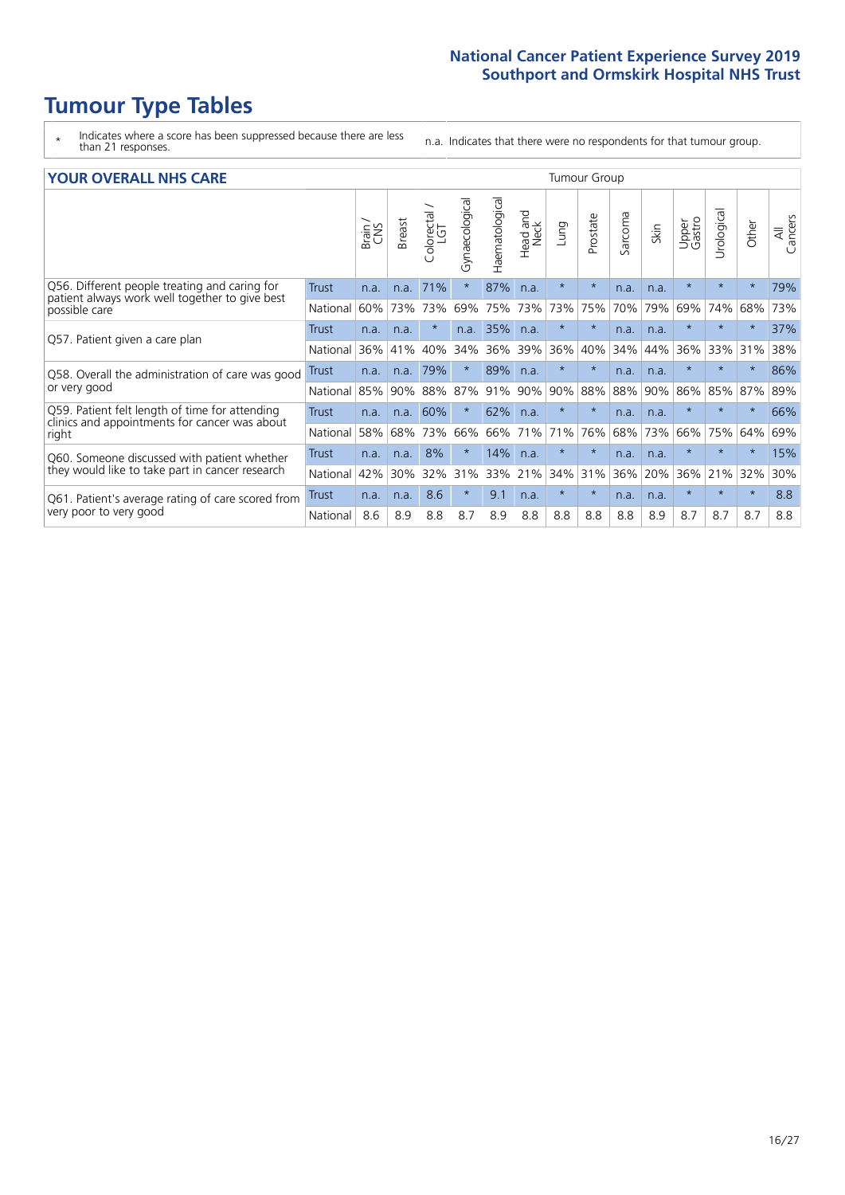# Tumour Type Tables

\* Indicates where a score has been suppressed because there are less than 21 responses.

n.a. Indicates that there were no respondents for that tumour group.

## YOUR OVERALL NHS CARE

| | | Brain / CNS | Breast | Colorectal / LGT | Gynaecological | Haematological | Head and Neck | Lung | Prostate | Sarcoma | Skin | Upper Gastro | Urological | Other | All Cancers |
|---|---|---|---|---|---|---|---|---|---|---|---|---|---|---|---|
| Q56. Different people treating and caring for patient always work well together to give best possible care | Trust | n.a. | n.a. | 71% | * | 87% | n.a. | * | * | n.a. | n.a. | * | * | * | 79% |
| | National | 60% | 73% | 73% | 69% | 75% | 73% | 73% | 75% | 70% | 79% | 69% | 74% | 68% | 73% |
| Q57. Patient given a care plan | Trust | n.a. | n.a. | * | n.a. | 35% | n.a. | * | * | n.a. | n.a. | * | * | * | 37% |
| | National | 36% | 41% | 40% | 34% | 36% | 39% | 36% | 40% | 34% | 44% | 36% | 33% | 31% | 38% |
| Q58. Overall the administration of care was good or very good | Trust | n.a. | n.a. | 79% | * | 89% | n.a. | * | * | n.a. | n.a. | * | * | * | 86% |
| | National | 85% | 90% | 88% | 87% | 91% | 90% | 90% | 88% | 88% | 90% | 86% | 85% | 87% | 89% |
| Q59. Patient felt length of time for attending clinics and appointments for cancer was about right | Trust | n.a. | n.a. | 60% | * | 62% | n.a. | * | * | n.a. | n.a. | * | * | * | 66% |
| | National | 58% | 68% | 73% | 66% | 66% | 71% | 71% | 76% | 68% | 73% | 66% | 75% | 64% | 69% |
| Q60. Someone discussed with patient whether they would like to take part in cancer research | Trust | n.a. | n.a. | 8% | * | 14% | n.a. | * | * | n.a. | n.a. | * | * | * | 15% |
| | National | 42% | 30% | 32% | 31% | 33% | 21% | 34% | 31% | 36% | 20% | 36% | 21% | 32% | 30% |
| Q61. Patient's average rating of care scored from very poor to very good | Trust | n.a. | n.a. | 8.6 | * | 9.1 | n.a. | * | * | n.a. | n.a. | * | * | * | 8.8 |
| | National | 8.6 | 8.9 | 8.8 | 8.7 | 8.9 | 8.8 | 8.8 | 8.8 | 8.8 | 8.9 | 8.7 | 8.7 | 8.7 | 8.8 |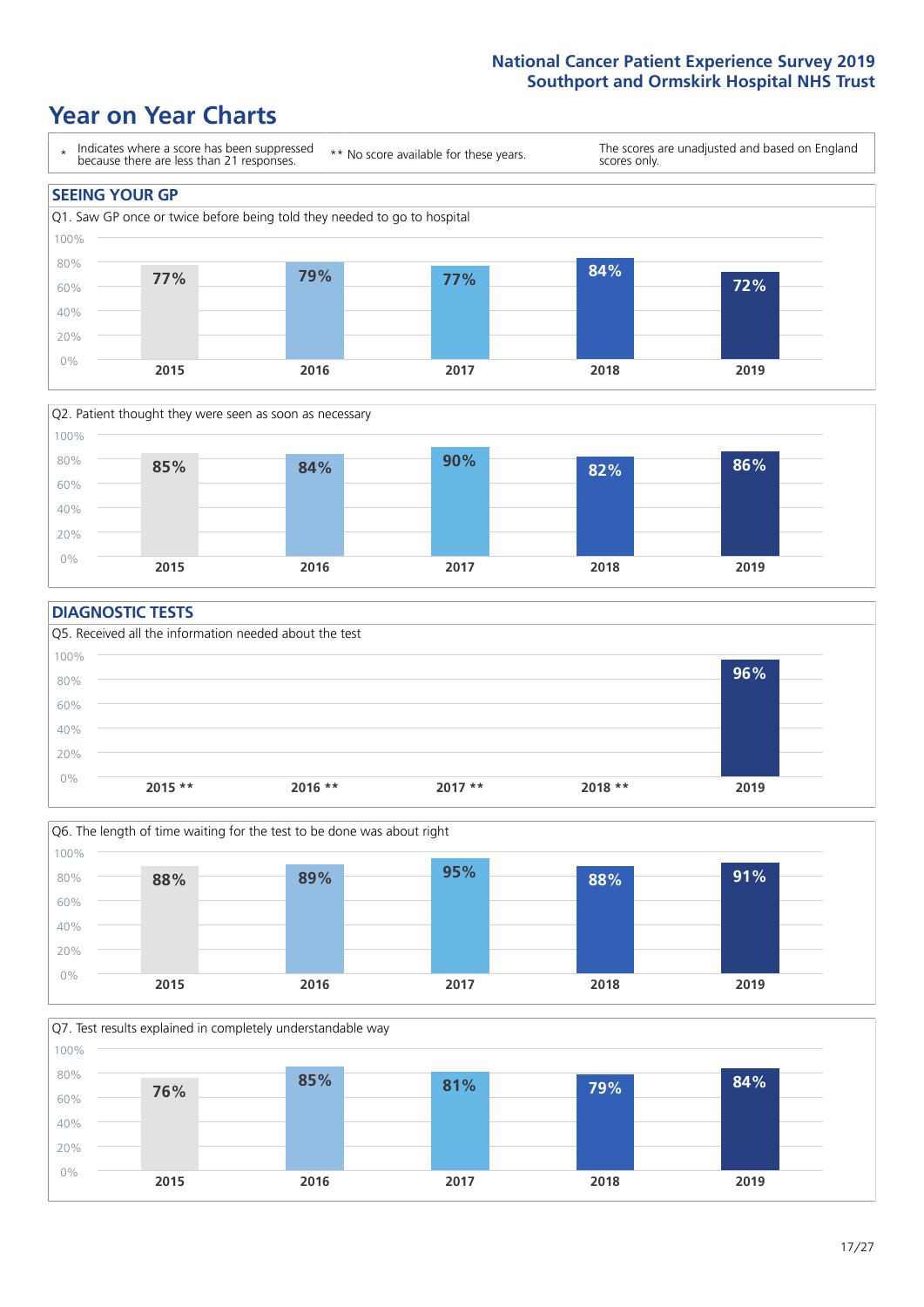# Year on Year Charts

\* Indicates where a score has been suppressed because there are less than 21 responses. ** No score available for these years. The scores are unadjusted and based on England scores only.

## SEEING YOUR GP

Q1. Saw GP once or twice before being told they needed to go to hospital

| 2015 | 2016 | 2017 | 2018 | 2019 |
|---|---|---|---|---|
| 77% | 79% | 77% | 84% | 72% |

Q2. Patient thought they were seen as soon as necessary

| 2015 | 2016 | 2017 | 2018 | 2019 |
|---|---|---|---|---|
| 85% | 84% | 90% | 82% | 86% |

## DIAGNOSTIC TESTS

Q5. Received all the information needed about the test

| 2015 ** | 2016 ** | 2017 ** | 2018 ** | 2019 |
|---|---|---|---|---|
| | | | | 96% |

Q6. The length of time waiting for the test to be done was about right

| 2015 | 2016 | 2017 | 2018 | 2019 |
|---|---|---|---|---|
| 88% | 89% | 95% | 88% | 91% |

Q7. Test results explained in completely understandable way

| 2015 | 2016 | 2017 | 2018 | 2019 |
|---|---|---|---|---|
| 76% | 85% | 81% | 79% | 84% |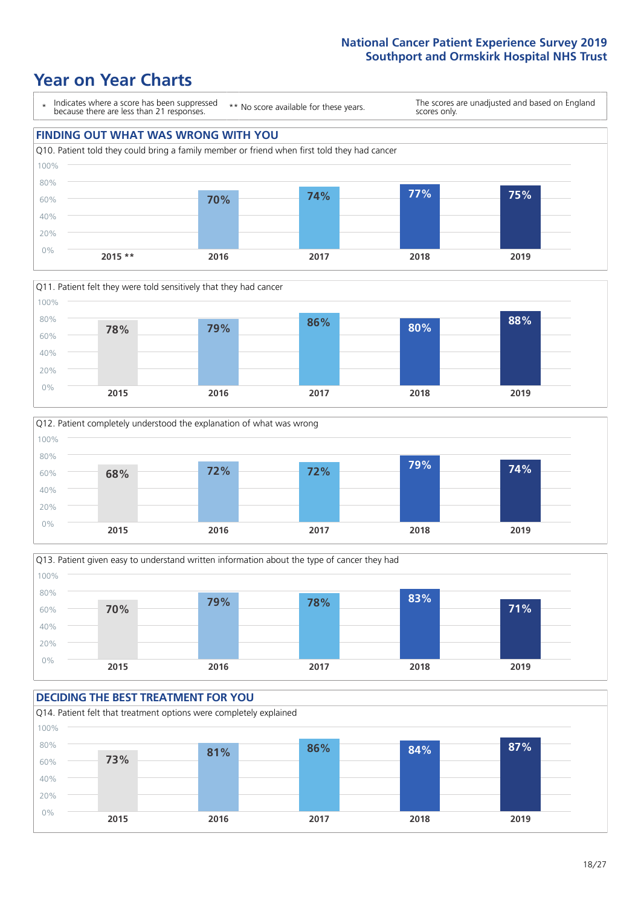# Year on Year Charts

\* Indicates where a score has been suppressed because there are less than 21 responses.

\*\* No score available for these years.

The scores are unadjusted and based on England scores only.

## FINDING OUT WHAT WAS WRONG WITH YOU

Q10. Patient told they could bring a family member or friend when first told they had cancer

| 2015 ** | 2016 | 2017 | 2018 | 2019 |
|---|---|---|---|---|
| | 70% | 74% | 77% | 75% |

Q11. Patient felt they were told sensitively that they had cancer

| 2015 | 2016 | 2017 | 2018 | 2019 |
|---|---|---|---|---|
| 78% | 79% | 86% | 80% | 88% |

Q12. Patient completely understood the explanation of what was wrong

| 2015 | 2016 | 2017 | 2018 | 2019 |
|---|---|---|---|---|
| 68% | 72% | 72% | 79% | 74% |

Q13. Patient given easy to understand written information about the type of cancer they had

| 2015 | 2016 | 2017 | 2018 | 2019 |
|---|---|---|---|---|
| 70% | 79% | 78% | 83% | 71% |

## DECIDING THE BEST TREATMENT FOR YOU

Q14. Patient felt that treatment options were completely explained

| 2015 | 2016 | 2017 | 2018 | 2019 |
|---|---|---|---|---|
| 73% | 81% | 86% | 84% | 87% |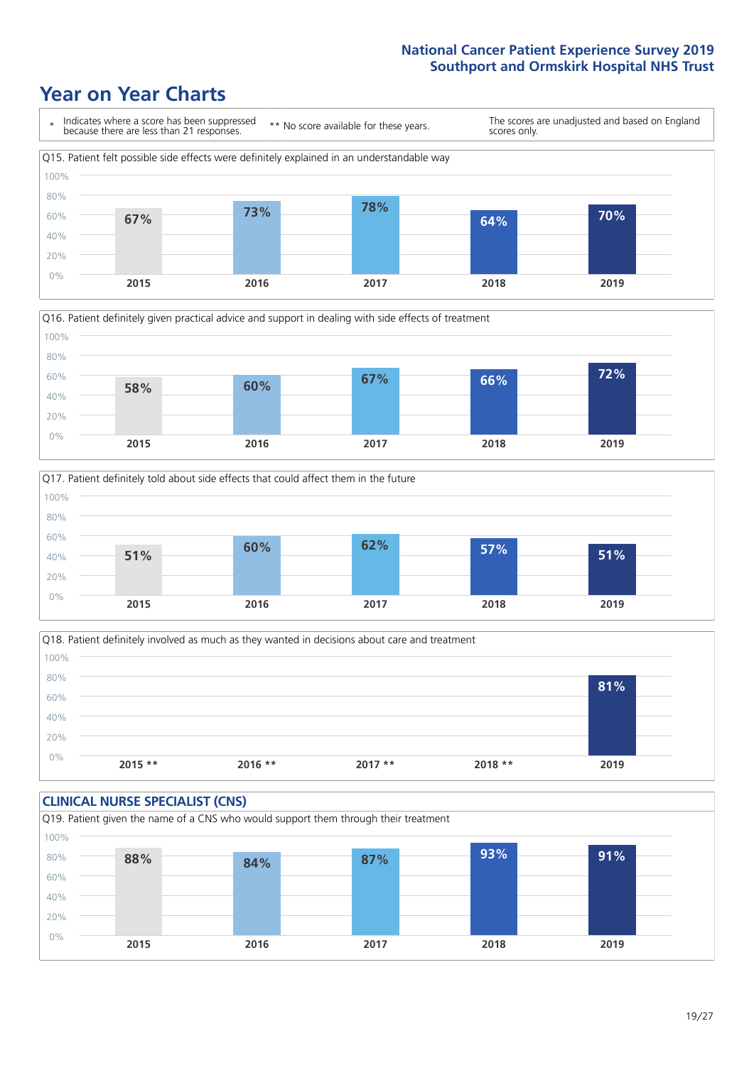National Cancer Patient Experience Survey 2019
Southport and Ormskirk Hospital NHS Trust

# Year on Year Charts

\* Indicates where a score has been suppressed because there are less than 21 responses. ** No score available for these years. The scores are unadjusted and based on England scores only.

Q15. Patient felt possible side effects were definitely explained in an understandable way

| 2015 | 2016 | 2017 | 2018 | 2019 |
|---|---|---|---|---|
| 67% | 73% | 78% | 64% | 70% |

Q16. Patient definitely given practical advice and support in dealing with side effects of treatment

| 2015 | 2016 | 2017 | 2018 | 2019 |
|---|---|---|---|---|
| 58% | 60% | 67% | 66% | 72% |

Q17. Patient definitely told about side effects that could affect them in the future

| 2015 | 2016 | 2017 | 2018 | 2019 |
|---|---|---|---|---|
| 51% | 60% | 62% | 57% | 51% |

Q18. Patient definitely involved as much as they wanted in decisions about care and treatment

| 2015 ** | 2016 ** | 2017 ** | 2018 ** | 2019 |
|---|---|---|---|---|
| | | | | 81% |

## CLINICAL NURSE SPECIALIST (CNS)

Q19. Patient given the name of a CNS who would support them through their treatment

| 2015 | 2016 | 2017 | 2018 | 2019 |
|---|---|---|---|---|
| 88% | 84% | 87% | 93% | 91% |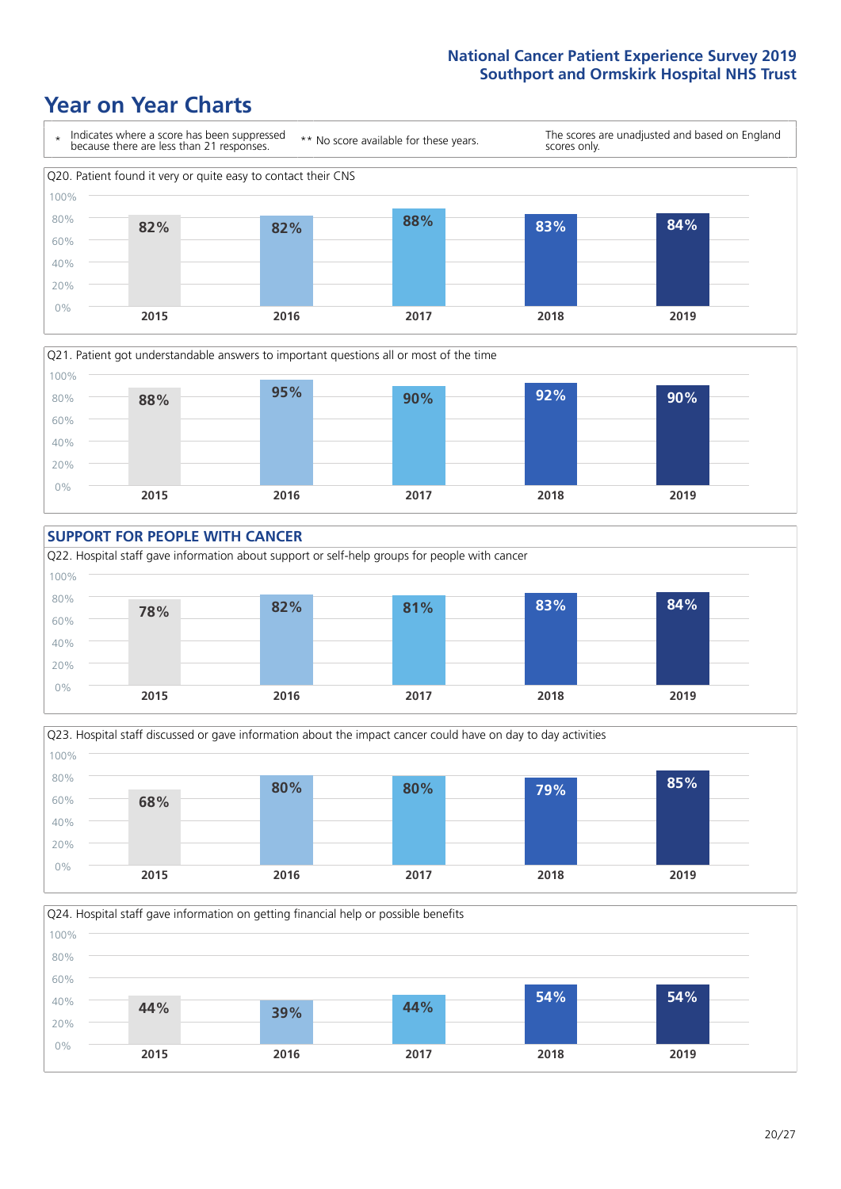# Year on Year Charts

\* Indicates where a score has been suppressed because there are less than 21 responses.

\*\* No score available for these years.

The scores are unadjusted and based on England scores only.

Q20. Patient found it very or quite easy to contact their CNS

| 2015 | 2016 | 2017 | 2018 | 2019 |
| --- | --- | --- | --- | --- |
| 82% | 82% | 88% | 83% | 84% |

Q21. Patient got understandable answers to important questions all or most of the time

| 2015 | 2016 | 2017 | 2018 | 2019 |
| --- | --- | --- | --- | --- |
| 88% | 95% | 90% | 92% | 90% |

## SUPPORT FOR PEOPLE WITH CANCER

Q22. Hospital staff gave information about support or self-help groups for people with cancer

| 2015 | 2016 | 2017 | 2018 | 2019 |
| --- | --- | --- | --- | --- |
| 78% | 82% | 81% | 83% | 84% |

Q23. Hospital staff discussed or gave information about the impact cancer could have on day to day activities

| 2015 | 2016 | 2017 | 2018 | 2019 |
| --- | --- | --- | --- | --- |
| 68% | 80% | 80% | 79% | 85% |

Q24. Hospital staff gave information on getting financial help or possible benefits

| 2015 | 2016 | 2017 | 2018 | 2019 |
| --- | --- | --- | --- | --- |
| 44% | 39% | 44% | 54% | 54% |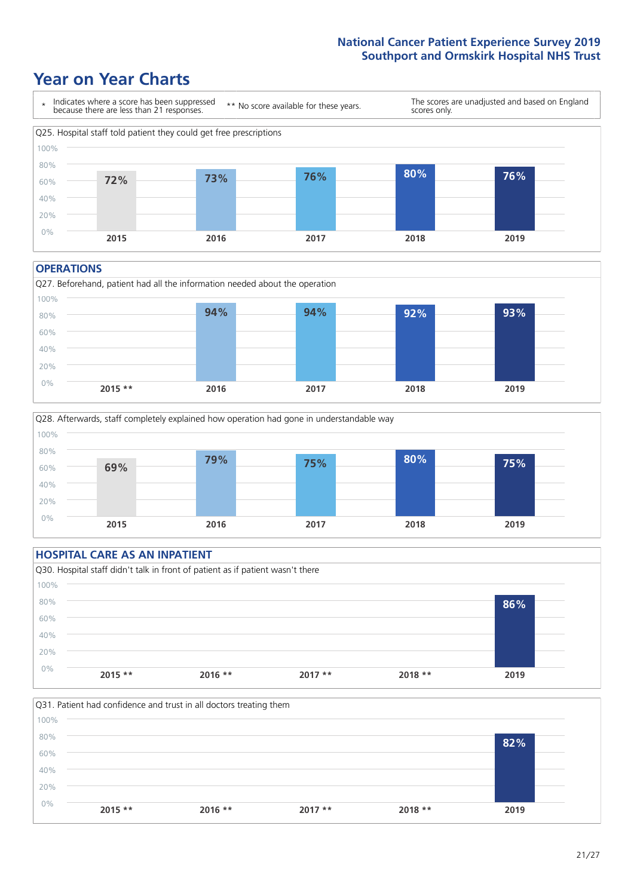# Year on Year Charts

\* Indicates where a score has been suppressed because there are less than 21 responses.

\*\* No score available for these years.

The scores are unadjusted and based on England scores only.

Q25. Hospital staff told patient they could get free prescriptions

| 2015 | 2016 | 2017 | 2018 | 2019 |
|---|---|---|---|---|
| 72% | 73% | 76% | 80% | 76% |

## OPERATIONS

Q27. Beforehand, patient had all the information needed about the operation

| 2015 ** | 2016 | 2017 | 2018 | 2019 |
|---|---|---|---|---|
| | 94% | 94% | 92% | 93% |

Q28. Afterwards, staff completely explained how operation had gone in understandable way

| 2015 | 2016 | 2017 | 2018 | 2019 |
|---|---|---|---|---|
| 69% | 79% | 75% | 80% | 75% |

## HOSPITAL CARE AS AN INPATIENT

Q30. Hospital staff didn't talk in front of patient as if patient wasn't there

| 2015 ** | 2016 ** | 2017 ** | 2018 ** | 2019 |
|---|---|---|---|---|
| | | | | 86% |

Q31. Patient had confidence and trust in all doctors treating them

| 2015 ** | 2016 ** | 2017 ** | 2018 ** | 2019 |
|---|---|---|---|---|
| | | | | 82% |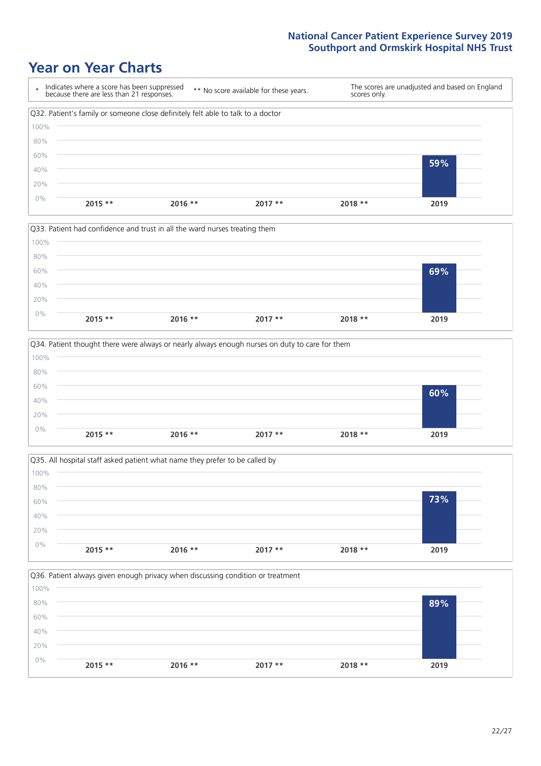# Year on Year Charts

| * Indicates where a score has been suppressed because there are less than 21 responses. | ** No score available for these years. | The scores are unadjusted and based on England scores only. |
|---|---|---|

Q32. Patient's family or someone close definitely felt able to talk to a doctor

| 2015 ** | 2016 ** | 2017 ** | 2018 ** | 2019 |
|---|---|---|---|---|
| | | | | 59% |

Q33. Patient had confidence and trust in all the ward nurses treating them

| 2015 ** | 2016 ** | 2017 ** | 2018 ** | 2019 |
|---|---|---|---|---|
| | | | | 69% |

Q34. Patient thought there were always or nearly always enough nurses on duty to care for them

| 2015 ** | 2016 ** | 2017 ** | 2018 ** | 2019 |
|---|---|---|---|---|
| | | | | 60% |

Q35. All hospital staff asked patient what name they prefer to be called by

| 2015 ** | 2016 ** | 2017 ** | 2018 ** | 2019 |
|---|---|---|---|---|
| | | | | 73% |

Q36. Patient always given enough privacy when discussing condition or treatment

| 2015 ** | 2016 ** | 2017 ** | 2018 ** | 2019 |
|---|---|---|---|---|
| | | | | 89% |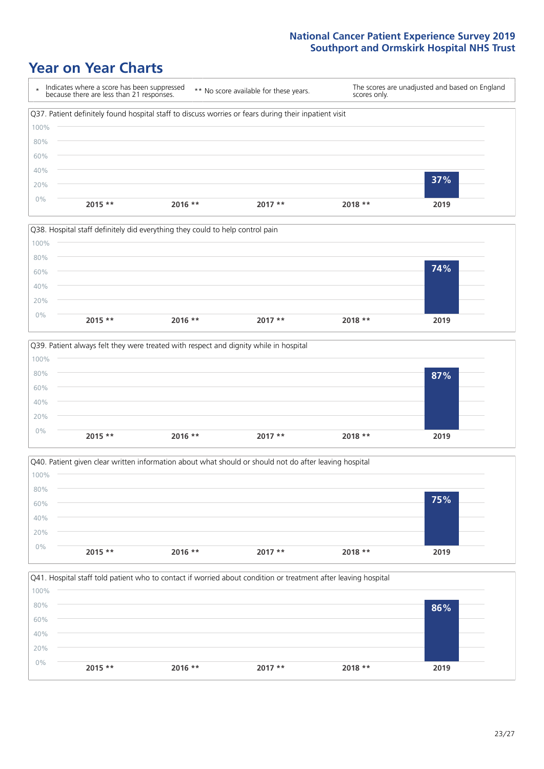# Year on Year Charts

\* Indicates where a score has been suppressed because there are less than 21 responses.

** No score available for these years.

The scores are unadjusted and based on England scores only.

Q37. Patient definitely found hospital staff to discuss worries or fears during their inpatient visit

| 2015 ** | 2016 ** | 2017 ** | 2018 ** | 2019 |
|---|---|---|---|---|
| | | | | 37% |

Q38. Hospital staff definitely did everything they could to help control pain

| 2015 ** | 2016 ** | 2017 ** | 2018 ** | 2019 |
|---|---|---|---|---|
| | | | | 74% |

Q39. Patient always felt they were treated with respect and dignity while in hospital

| 2015 ** | 2016 ** | 2017 ** | 2018 ** | 2019 |
|---|---|---|---|---|
| | | | | 87% |

Q40. Patient given clear written information about what should or should not do after leaving hospital

| 2015 ** | 2016 ** | 2017 ** | 2018 ** | 2019 |
|---|---|---|---|---|
| | | | | 75% |

Q41. Hospital staff told patient who to contact if worried about condition or treatment after leaving hospital

| 2015 ** | 2016 ** | 2017 ** | 2018 ** | 2019 |
|---|---|---|---|---|
| | | | | 86% |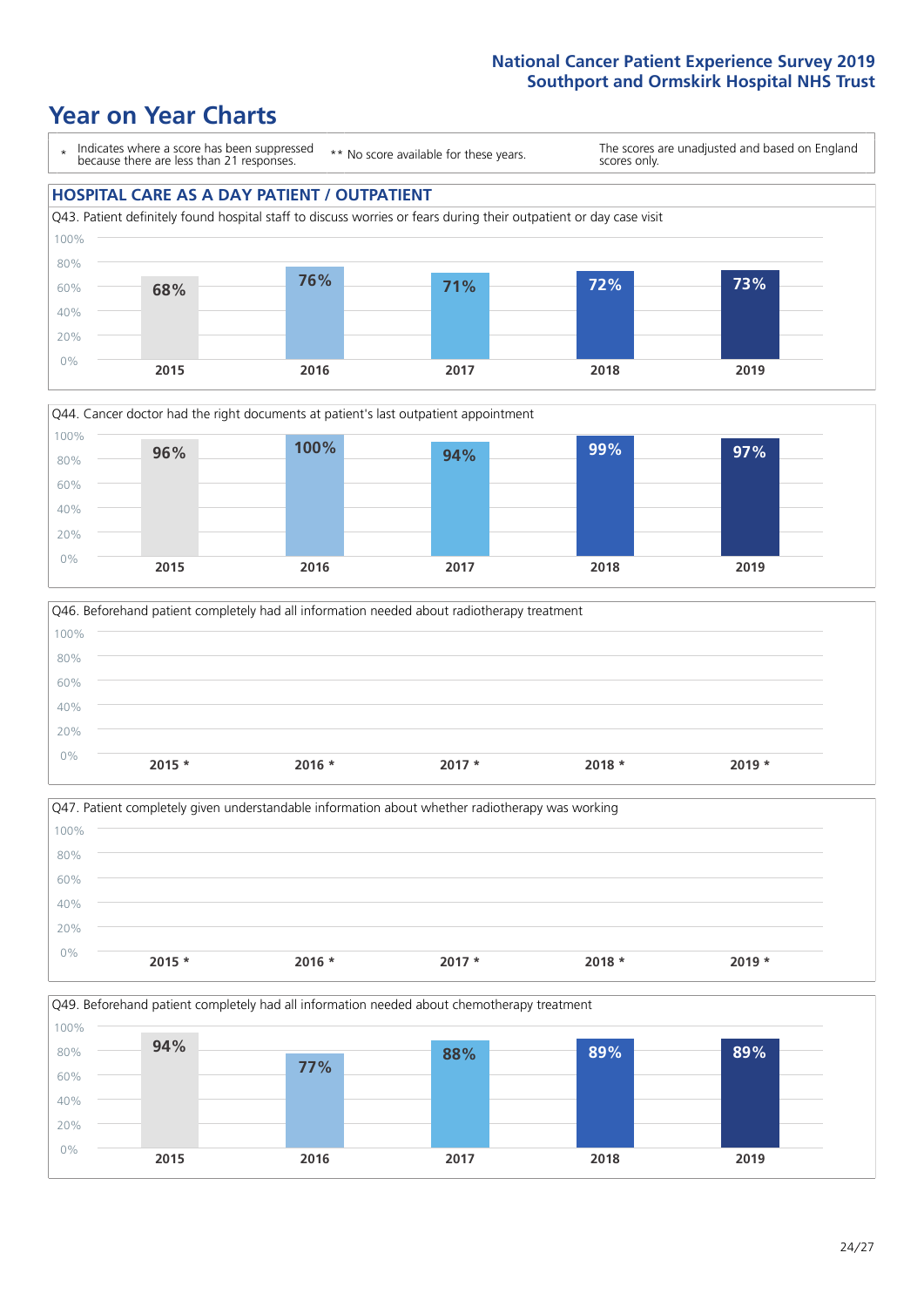## Year on Year Charts

\* Indicates where a score has been suppressed because there are less than 21 responses.

** No score available for these years.

The scores are unadjusted and based on England scores only.

### HOSPITAL CARE AS A DAY PATIENT / OUTPATIENT

Q43. Patient definitely found hospital staff to discuss worries or fears during their outpatient or day case visit

| 2015 | 2016 | 2017 | 2018 | 2019 |
|---|---|---|---|---|
| 68% | 76% | 71% | 72% | 73% |

Q44. Cancer doctor had the right documents at patient's last outpatient appointment

| 2015 | 2016 | 2017 | 2018 | 2019 |
|---|---|---|---|---|
| 96% | 100% | 94% | 99% | 97% |

Q46. Beforehand patient completely had all information needed about radiotherapy treatment

| 2015 * | 2016 * | 2017 * | 2018 * | 2019 * |
|---|---|---|---|---|
| | | | | |

Q47. Patient completely given understandable information about whether radiotherapy was working

| 2015 * | 2016 * | 2017 * | 2018 * | 2019 * |
|---|---|---|---|---|
| | | | | |

Q49. Beforehand patient completely had all information needed about chemotherapy treatment

| 2015 | 2016 | 2017 | 2018 | 2019 |
|---|---|---|---|---|
| 94% | 77% | 88% | 89% | 89% |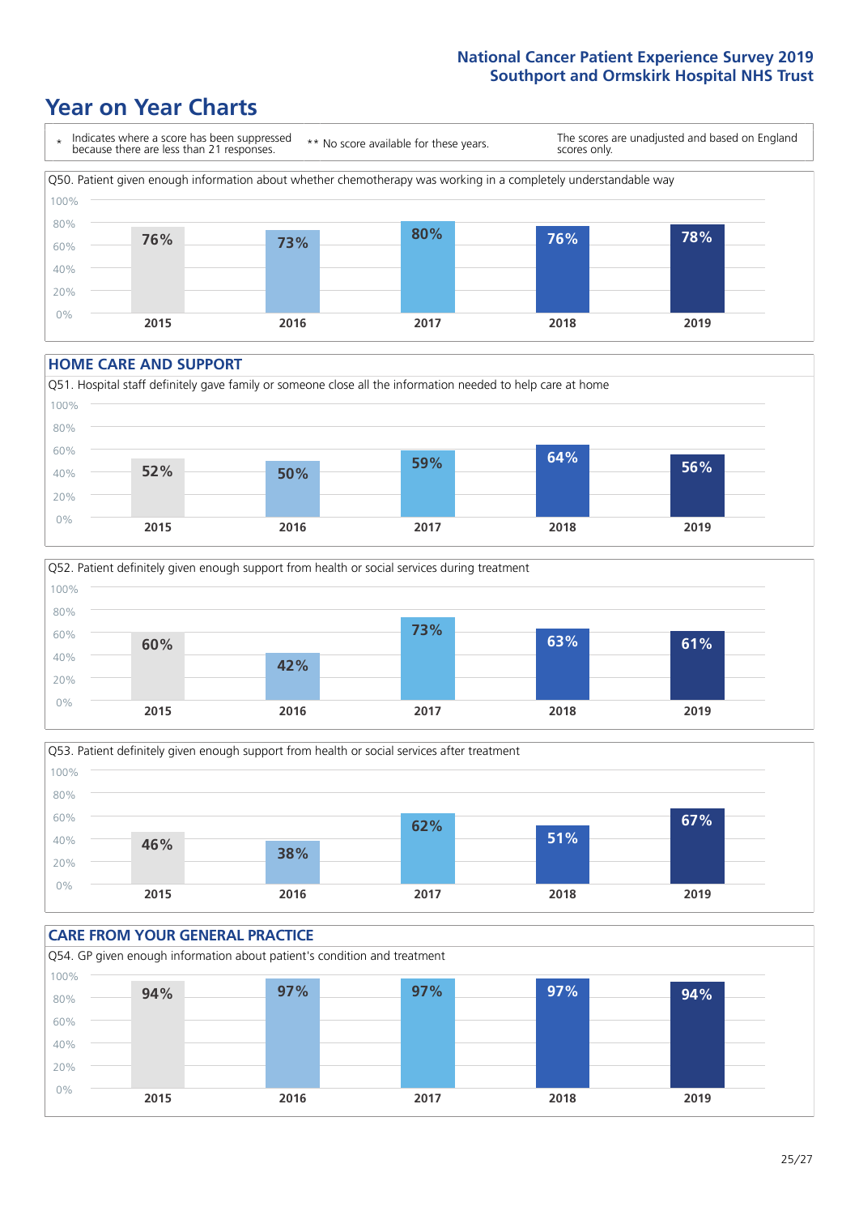# Year on Year Charts

\* Indicates where a score has been suppressed because there are less than 21 responses.

\*\* No score available for these years.

The scores are unadjusted and based on England scores only.

Q50. Patient given enough information about whether chemotherapy was working in a completely understandable way

| 2015 | 2016 | 2017 | 2018 | 2019 |
|---|---|---|---|---|
| 76% | 73% | 80% | 76% | 78% |

## HOME CARE AND SUPPORT

Q51. Hospital staff definitely gave family or someone close all the information needed to help care at home

| 2015 | 2016 | 2017 | 2018 | 2019 |
|---|---|---|---|---|
| 52% | 50% | 59% | 64% | 56% |

Q52. Patient definitely given enough support from health or social services during treatment

| 2015 | 2016 | 2017 | 2018 | 2019 |
|---|---|---|---|---|
| 60% | 42% | 73% | 63% | 61% |

Q53. Patient definitely given enough support from health or social services after treatment

| 2015 | 2016 | 2017 | 2018 | 2019 |
|---|---|---|---|---|
| 46% | 38% | 62% | 51% | 67% |

## CARE FROM YOUR GENERAL PRACTICE

Q54. GP given enough information about patient's condition and treatment

| 2015 | 2016 | 2017 | 2018 | 2019 |
|---|---|---|---|---|
| 94% | 97% | 97% | 97% | 94% |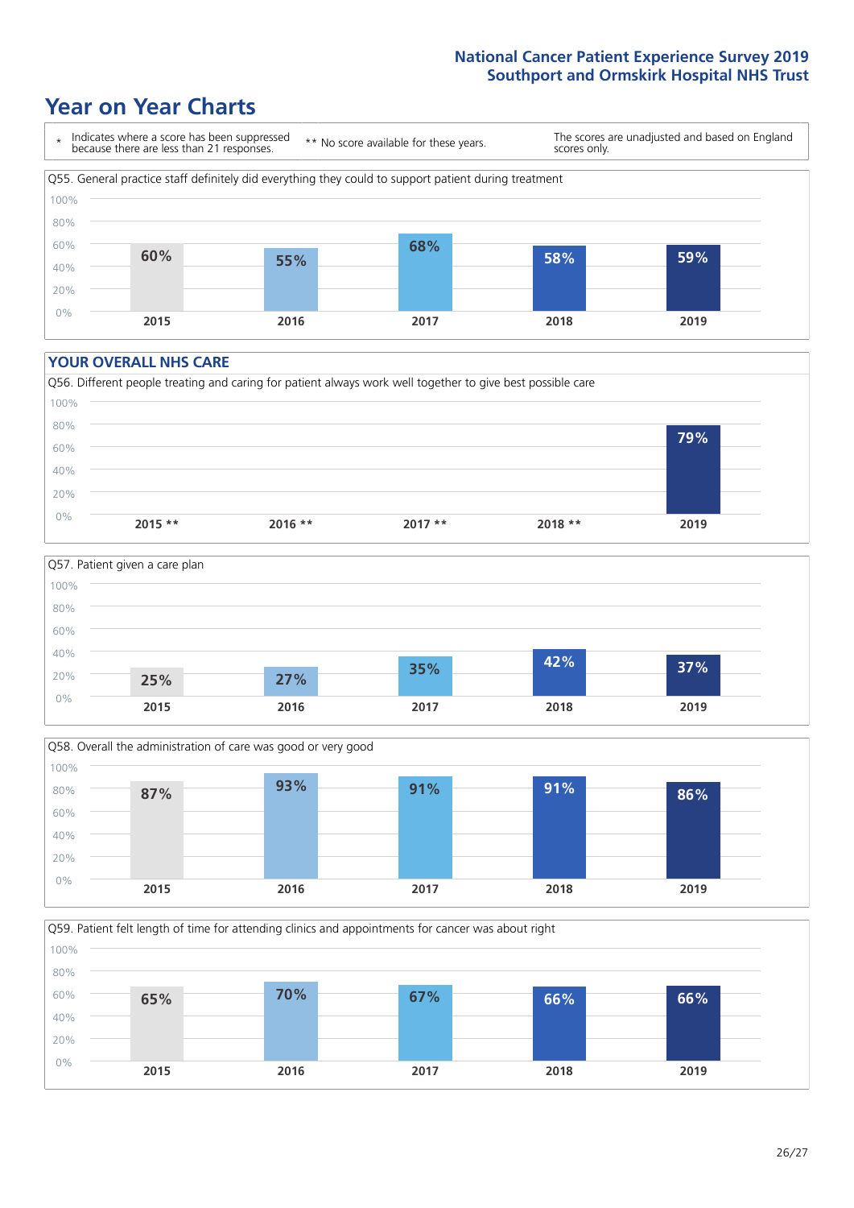## Year on Year Charts

| * Indicates where a score has been suppressed because there are less than 21 responses. | ** No score available for these years. | The scores are unadjusted and based on England scores only. |
|---|---|---|

Q55. General practice staff definitely did everything they could to support patient during treatment

| 2015 | 2016 | 2017 | 2018 | 2019 |
|---|---|---|---|---|
| 60% | 55% | 68% | 58% | 59% |

### YOUR OVERALL NHS CARE

Q56. Different people treating and caring for patient always work well together to give best possible care

| 2015 ** | 2016 ** | 2017 ** | 2018 ** | 2019 |
|---|---|---|---|---|
| | | | | 79% |

Q57. Patient given a care plan

| 2015 | 2016 | 2017 | 2018 | 2019 |
|---|---|---|---|---|
| 25% | 27% | 35% | 42% | 37% |

Q58. Overall the administration of care was good or very good

| 2015 | 2016 | 2017 | 2018 | 2019 |
|---|---|---|---|---|
| 87% | 93% | 91% | 91% | 86% |

Q59. Patient felt length of time for attending clinics and appointments for cancer was about right

| 2015 | 2016 | 2017 | 2018 | 2019 |
|---|---|---|---|---|
| 65% | 70% | 67% | 66% | 66% |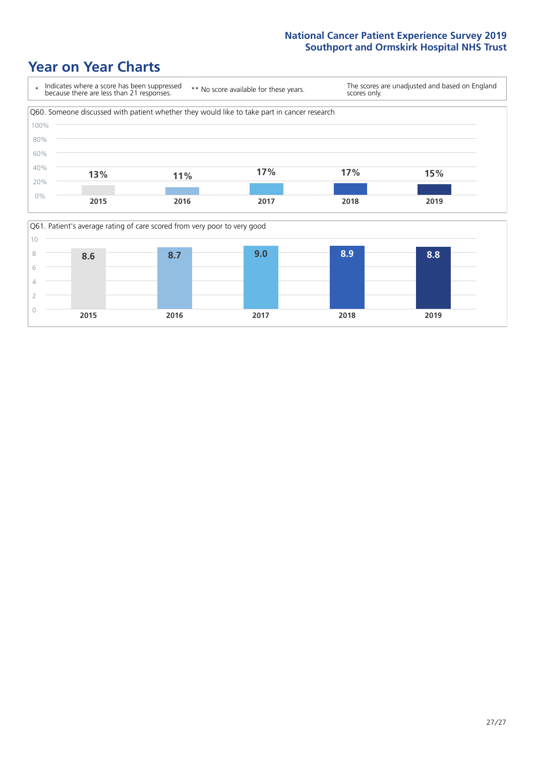# Year on Year Charts

\* Indicates where a score has been suppressed because there are less than 21 responses.

** No score available for these years.

The scores are unadjusted and based on England scores only.

Q60. Someone discussed with patient whether they would like to take part in cancer research

100%
80%
60%
40%
20%
0%

13% 2015
11% 2016
17% 2017
17% 2018
15% 2019

Q61. Patient's average rating of care scored from very poor to very good

10
8
6
4
2
0

8.6 2015
8.7 2016
9.0 2017
8.9 2018
8.8 2019